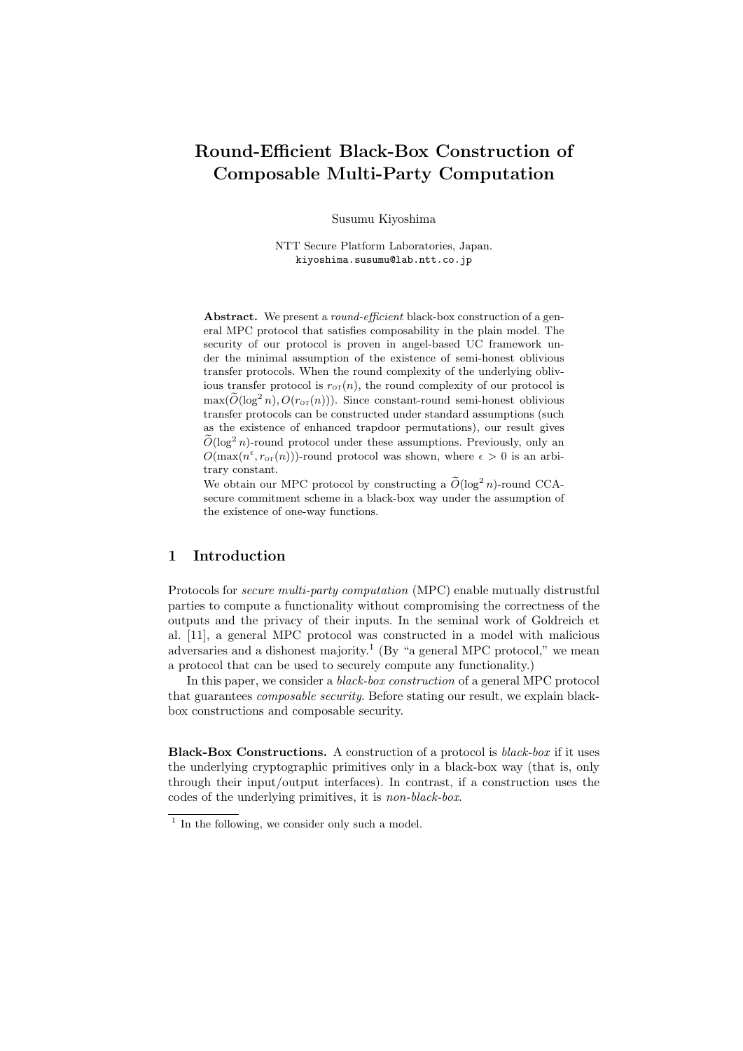# Round-Efficient Black-Box Construction of Composable Multi-Party Computation

Susumu Kiyoshima

NTT Secure Platform Laboratories, Japan.
`kiyoshima.susumu@lab.ntt.co.jp`

**Abstract.** We present a *round-efficient* black-box construction of a general MPC protocol that satisfies composability in the plain model. The security of our protocol is proven in angel-based UC framework under the minimal assumption of the existence of semi-honest oblivious transfer protocols. When the round complexity of the underlying oblivious transfer protocol is $r_{\text{OT}}(n)$, the round complexity of our protocol is $\max(\widetilde{O}(\log^2 n), O(r_{\text{OT}}(n)))$. Since constant-round semi-honest oblivious transfer protocols can be constructed under standard assumptions (such as the existence of enhanced trapdoor permutations), our result gives $\widetilde{O}(\log^2 n)$-round protocol under these assumptions. Previously, only an $O(\max(n^{\epsilon}, r_{\text{OT}}(n)))$-round protocol was shown, where $\epsilon > 0$ is an arbitrary constant.

We obtain our MPC protocol by constructing a $\widetilde{O}(\log^2 n)$-round CCA-secure commitment scheme in a black-box way under the assumption of the existence of one-way functions.

## 1 Introduction

Protocols for *secure multi-party computation* (MPC) enable mutually distrustful parties to compute a functionality without compromising the correctness of the outputs and the privacy of their inputs. In the seminal work of Goldreich et al. [11], a general MPC protocol was constructed in a model with malicious adversaries and a dishonest majority.[1] (By "a general MPC protocol," we mean a protocol that can be used to securely compute any functionality.)

In this paper, we consider a *black-box construction* of a general MPC protocol that guarantees *composable security*. Before stating our result, we explain black-box constructions and composable security.

**Black-Box Constructions.** A construction of a protocol is *black-box* if it uses the underlying cryptographic primitives only in a black-box way (that is, only through their input/output interfaces). In contrast, if a construction uses the codes of the underlying primitives, it is *non-black-box*.

[1] In the following, we consider only such a model.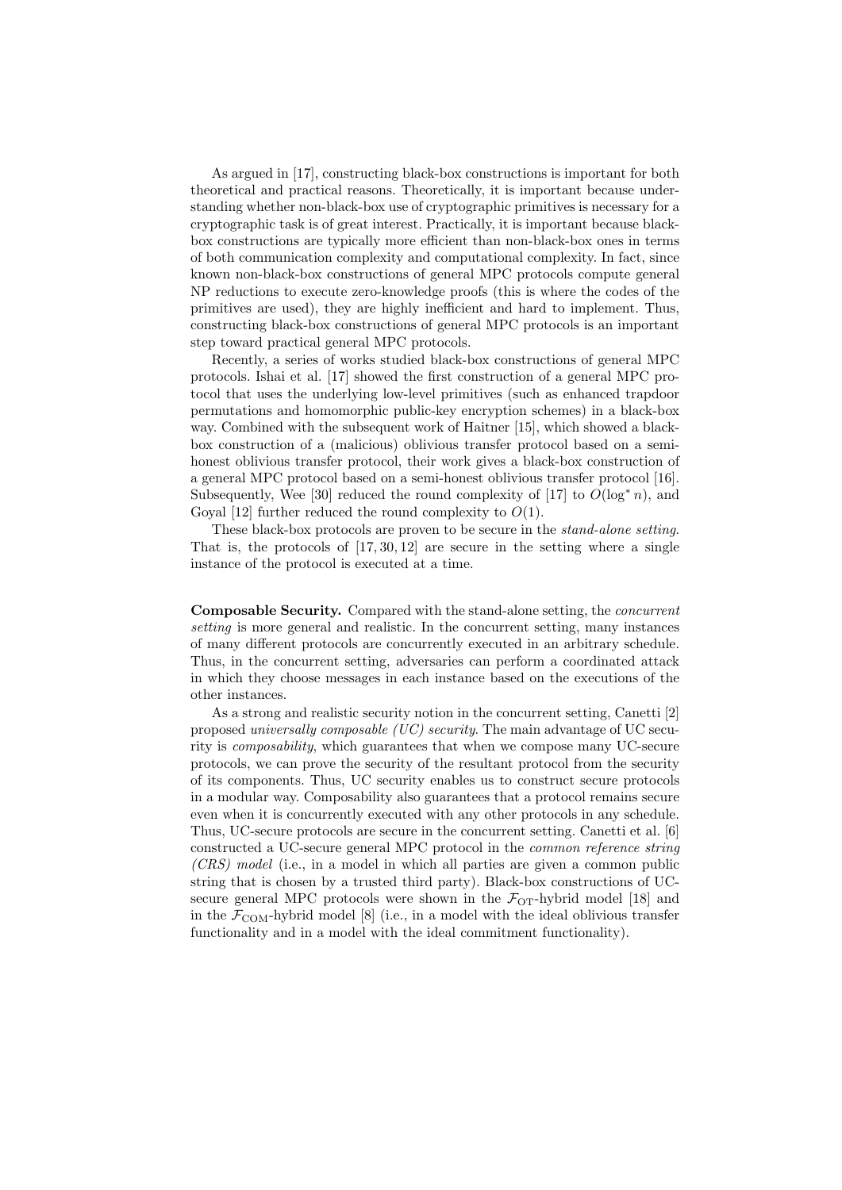As argued in [17], constructing black-box constructions is important for both theoretical and practical reasons. Theoretically, it is important because understanding whether non-black-box use of cryptographic primitives is necessary for a cryptographic task is of great interest. Practically, it is important because black-box constructions are typically more efficient than non-black-box ones in terms of both communication complexity and computational complexity. In fact, since known non-black-box constructions of general MPC protocols compute general NP reductions to execute zero-knowledge proofs (this is where the codes of the primitives are used), they are highly inefficient and hard to implement. Thus, constructing black-box constructions of general MPC protocols is an important step toward practical general MPC protocols.

Recently, a series of works studied black-box constructions of general MPC protocols. Ishai et al. [17] showed the first construction of a general MPC protocol that uses the underlying low-level primitives (such as enhanced trapdoor permutations and homomorphic public-key encryption schemes) in a black-box way. Combined with the subsequent work of Haitner [15], which showed a black-box construction of a (malicious) oblivious transfer protocol based on a semi-honest oblivious transfer protocol, their work gives a black-box construction of a general MPC protocol based on a semi-honest oblivious transfer protocol [16]. Subsequently, Wee [30] reduced the round complexity of [17] to $O(\log^* n)$, and Goyal [12] further reduced the round complexity to $O(1)$.

These black-box protocols are proven to be secure in the *stand-alone setting*. That is, the protocols of [17, 30, 12] are secure in the setting where a single instance of the protocol is executed at a time.

**Composable Security.** Compared with the stand-alone setting, the *concurrent setting* is more general and realistic. In the concurrent setting, many instances of many different protocols are concurrently executed in an arbitrary schedule. Thus, in the concurrent setting, adversaries can perform a coordinated attack in which they choose messages in each instance based on the executions of the other instances.

As a strong and realistic security notion in the concurrent setting, Canetti [2] proposed *universally composable (UC) security*. The main advantage of UC security is *composability*, which guarantees that when we compose many UC-secure protocols, we can prove the security of the resultant protocol from the security of its components. Thus, UC security enables us to construct secure protocols in a modular way. Composability also guarantees that a protocol remains secure even when it is concurrently executed with any other protocols in any schedule. Thus, UC-secure protocols are secure in the concurrent setting. Canetti et al. [6] constructed a UC-secure general MPC protocol in the *common reference string (CRS) model* (i.e., in a model in which all parties are given a common public string that is chosen by a trusted third party). Black-box constructions of UC-secure general MPC protocols were shown in the $\mathcal{F}_{\mathrm{OT}}$-hybrid model [18] and in the $\mathcal{F}_{\mathrm{COM}}$-hybrid model [8] (i.e., in a model with the ideal oblivious transfer functionality and in a model with the ideal commitment functionality).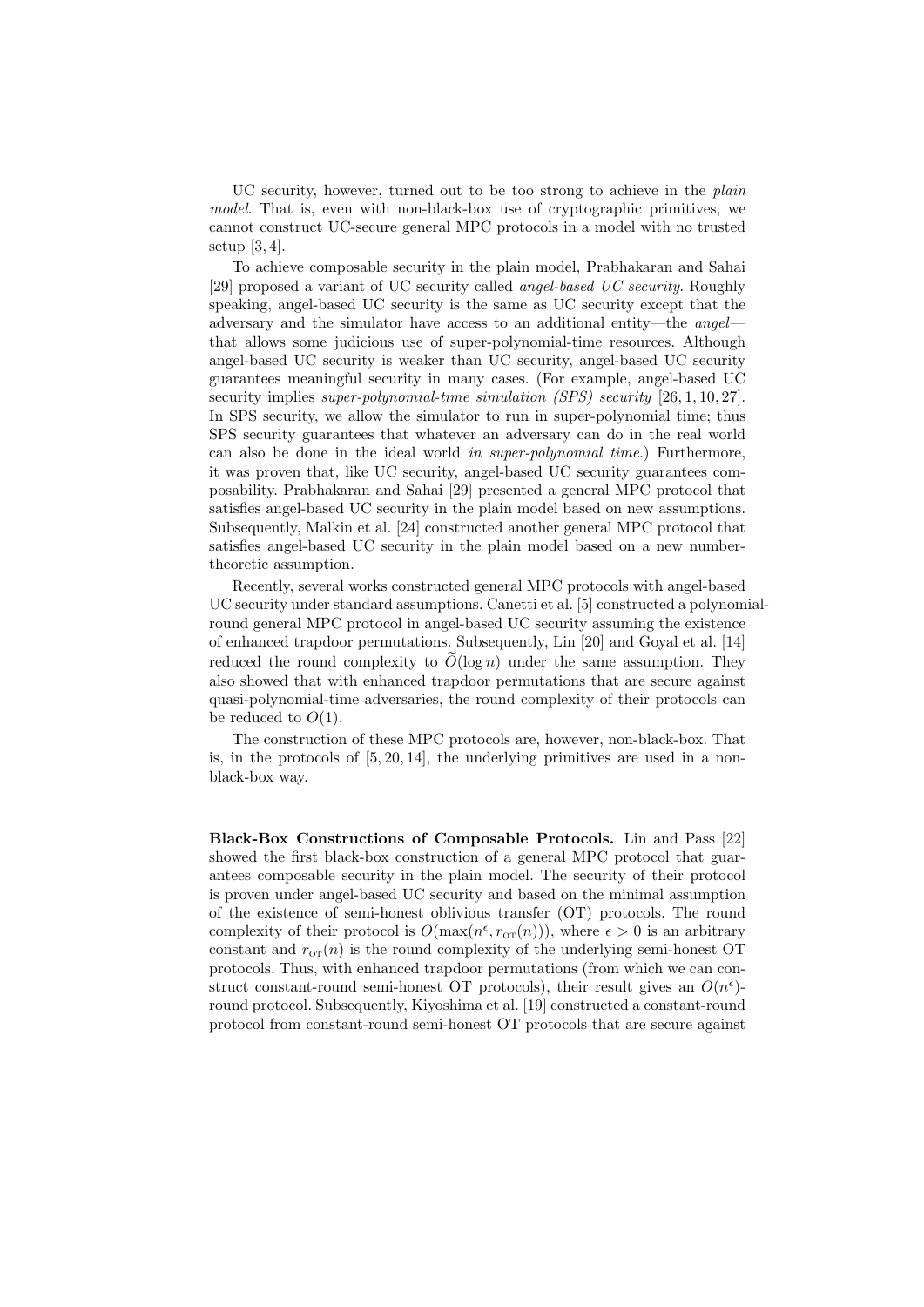UC security, however, turned out to be too strong to achieve in the *plain model*. That is, even with non-black-box use of cryptographic primitives, we cannot construct UC-secure general MPC protocols in a model with no trusted setup [3, 4].

To achieve composable security in the plain model, Prabhakaran and Sahai [29] proposed a variant of UC security called *angel-based UC security*. Roughly speaking, angel-based UC security is the same as UC security except that the adversary and the simulator have access to an additional entity—the *angel*—that allows some judicious use of super-polynomial-time resources. Although angel-based UC security is weaker than UC security, angel-based UC security guarantees meaningful security in many cases. (For example, angel-based UC security implies *super-polynomial-time simulation (SPS) security* [26, 1, 10, 27]. In SPS security, we allow the simulator to run in super-polynomial time; thus SPS security guarantees that whatever an adversary can do in the real world can also be done in the ideal world *in super-polynomial time*.) Furthermore, it was proven that, like UC security, angel-based UC security guarantees composability. Prabhakaran and Sahai [29] presented a general MPC protocol that satisfies angel-based UC security in the plain model based on new assumptions. Subsequently, Malkin et al. [24] constructed another general MPC protocol that satisfies angel-based UC security in the plain model based on a new number-theoretic assumption.

Recently, several works constructed general MPC protocols with angel-based UC security under standard assumptions. Canetti et al. [5] constructed a polynomial-round general MPC protocol in angel-based UC security assuming the existence of enhanced trapdoor permutations. Subsequently, Lin [20] and Goyal et al. [14] reduced the round complexity to $\widetilde{O}(\log n)$ under the same assumption. They also showed that with enhanced trapdoor permutations that are secure against quasi-polynomial-time adversaries, the round complexity of their protocols can be reduced to $O(1)$.

The construction of these MPC protocols are, however, non-black-box. That is, in the protocols of [5, 20, 14], the underlying primitives are used in a non-black-box way.

**Black-Box Constructions of Composable Protocols.** Lin and Pass [22] showed the first black-box construction of a general MPC protocol that guarantees composable security in the plain model. The security of their protocol is proven under angel-based UC security and based on the minimal assumption of the existence of semi-honest oblivious transfer (OT) protocols. The round complexity of their protocol is $O(\max(n^{\epsilon}, r_{\text{OT}}(n)))$, where $\epsilon > 0$ is an arbitrary constant and $r_{\text{OT}}(n)$ is the round complexity of the underlying semi-honest OT protocols. Thus, with enhanced trapdoor permutations (from which we can construct constant-round semi-honest OT protocols), their result gives an $O(n^{\epsilon})$-round protocol. Subsequently, Kiyoshima et al. [19] constructed a constant-round protocol from constant-round semi-honest OT protocols that are secure against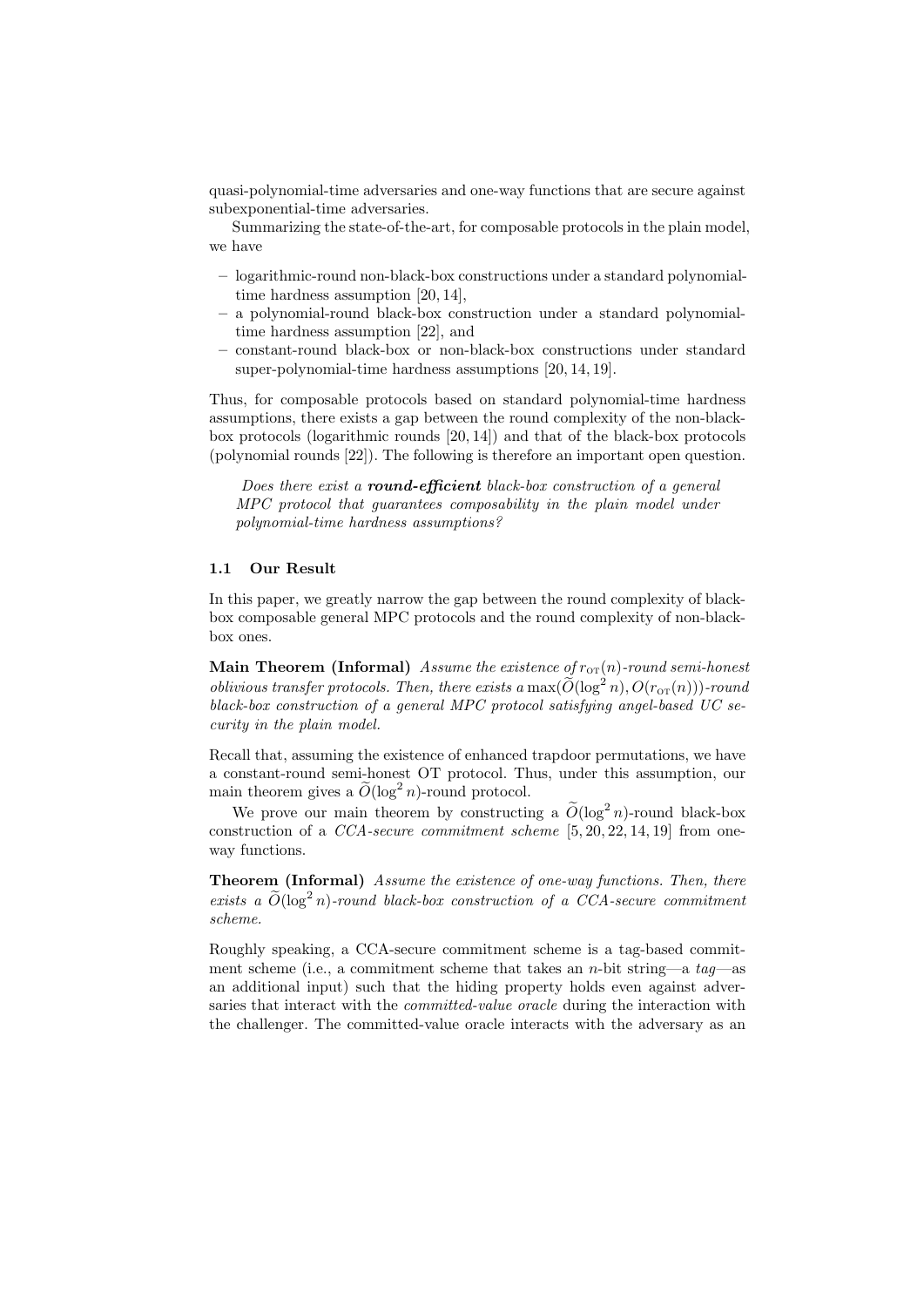quasi-polynomial-time adversaries and one-way functions that are secure against subexponential-time adversaries.

Summarizing the state-of-the-art, for composable protocols in the plain model, we have

- logarithmic-round non-black-box constructions under a standard polynomial-time hardness assumption [20, 14],
- a polynomial-round black-box construction under a standard polynomial-time hardness assumption [22], and
- constant-round black-box or non-black-box constructions under standard super-polynomial-time hardness assumptions [20, 14, 19].

Thus, for composable protocols based on standard polynomial-time hardness assumptions, there exists a gap between the round complexity of the non-black-box protocols (logarithmic rounds [20, 14]) and that of the black-box protocols (polynomial rounds [22]). The following is therefore an important open question.

> *Does there exist a* ***round-efficient*** *black-box construction of a general MPC protocol that guarantees composability in the plain model under polynomial-time hardness assumptions?*

### 1.1 Our Result

In this paper, we greatly narrow the gap between the round complexity of black-box composable general MPC protocols and the round complexity of non-black-box ones.

**Main Theorem (Informal)** *Assume the existence of $r_{\text{OT}}(n)$-round semi-honest oblivious transfer protocols. Then, there exists a $\max(\widetilde{O}(\log^2 n), O(r_{\text{OT}}(n)))$-round black-box construction of a general MPC protocol satisfying angel-based UC security in the plain model.*

Recall that, assuming the existence of enhanced trapdoor permutations, we have a constant-round semi-honest OT protocol. Thus, under this assumption, our main theorem gives a $\widetilde{O}(\log^2 n)$-round protocol.

We prove our main theorem by constructing a $\widetilde{O}(\log^2 n)$-round black-box construction of a *CCA-secure commitment scheme* [5, 20, 22, 14, 19] from one-way functions.

**Theorem (Informal)** *Assume the existence of one-way functions. Then, there exists a $\widetilde{O}(\log^2 n)$-round black-box construction of a CCA-secure commitment scheme.*

Roughly speaking, a CCA-secure commitment scheme is a tag-based commitment scheme (i.e., a commitment scheme that takes an $n$-bit string—a *tag*—as an additional input) such that the hiding property holds even against adversaries that interact with the *committed-value oracle* during the interaction with the challenger. The committed-value oracle interacts with the adversary as an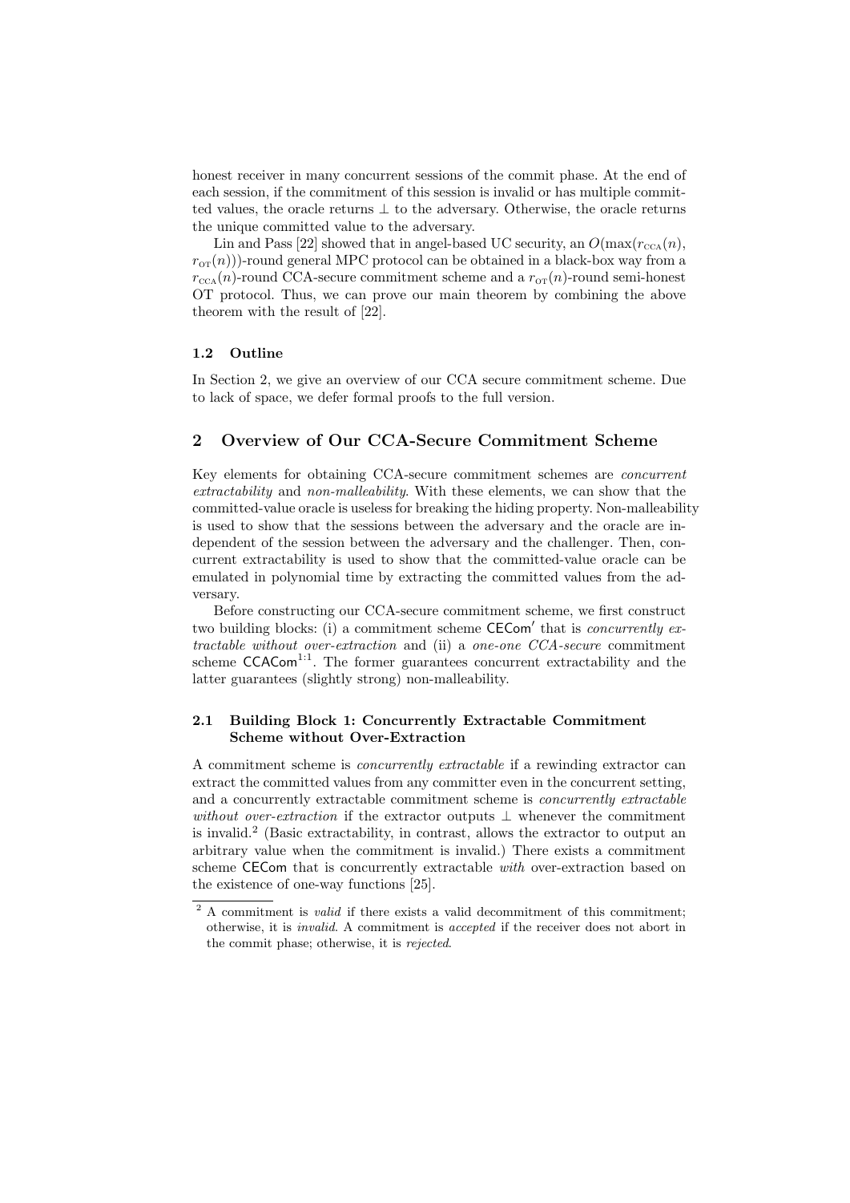honest receiver in many concurrent sessions of the commit phase. At the end of each session, if the commitment of this session is invalid or has multiple committed values, the oracle returns $\perp$ to the adversary. Otherwise, the oracle returns the unique committed value to the adversary.

Lin and Pass [22] showed that in angel-based UC security, an $O(\max(r_{\mathrm{CCA}}(n), r_{\mathrm{OT}}(n)))$-round general MPC protocol can be obtained in a black-box way from a $r_{\mathrm{CCA}}(n)$-round CCA-secure commitment scheme and a $r_{\mathrm{OT}}(n)$-round semi-honest OT protocol. Thus, we can prove our main theorem by combining the above theorem with the result of [22].

### 1.2 Outline

In Section 2, we give an overview of our CCA secure commitment scheme. Due to lack of space, we defer formal proofs to the full version.

## 2 Overview of Our CCA-Secure Commitment Scheme

Key elements for obtaining CCA-secure commitment schemes are *concurrent extractability* and *non-malleability*. With these elements, we can show that the committed-value oracle is useless for breaking the hiding property. Non-malleability is used to show that the sessions between the adversary and the oracle are independent of the session between the adversary and the challenger. Then, concurrent extractability is used to show that the committed-value oracle can be emulated in polynomial time by extracting the committed values from the adversary.

Before constructing our CCA-secure commitment scheme, we first construct two building blocks: (i) a commitment scheme $\mathsf{CECom}'$ that is *concurrently extractable without over-extraction* and (ii) a *one-one CCA-secure* commitment scheme $\mathsf{CCACom}^{1:1}$. The former guarantees concurrent extractability and the latter guarantees (slightly strong) non-malleability.

### 2.1 Building Block 1: Concurrently Extractable Commitment Scheme without Over-Extraction

A commitment scheme is *concurrently extractable* if a rewinding extractor can extract the committed values from any committer even in the concurrent setting, and a concurrently extractable commitment scheme is *concurrently extractable without over-extraction* if the extractor outputs $\perp$ whenever the commitment is invalid.[2] (Basic extractability, in contrast, allows the extractor to output an arbitrary value when the commitment is invalid.) There exists a commitment scheme $\mathsf{CECom}$ that is concurrently extractable *with* over-extraction based on the existence of one-way functions [25].

[2] A commitment is *valid* if there exists a valid decommitment of this commitment; otherwise, it is *invalid*. A commitment is *accepted* if the receiver does not abort in the commit phase; otherwise, it is *rejected*.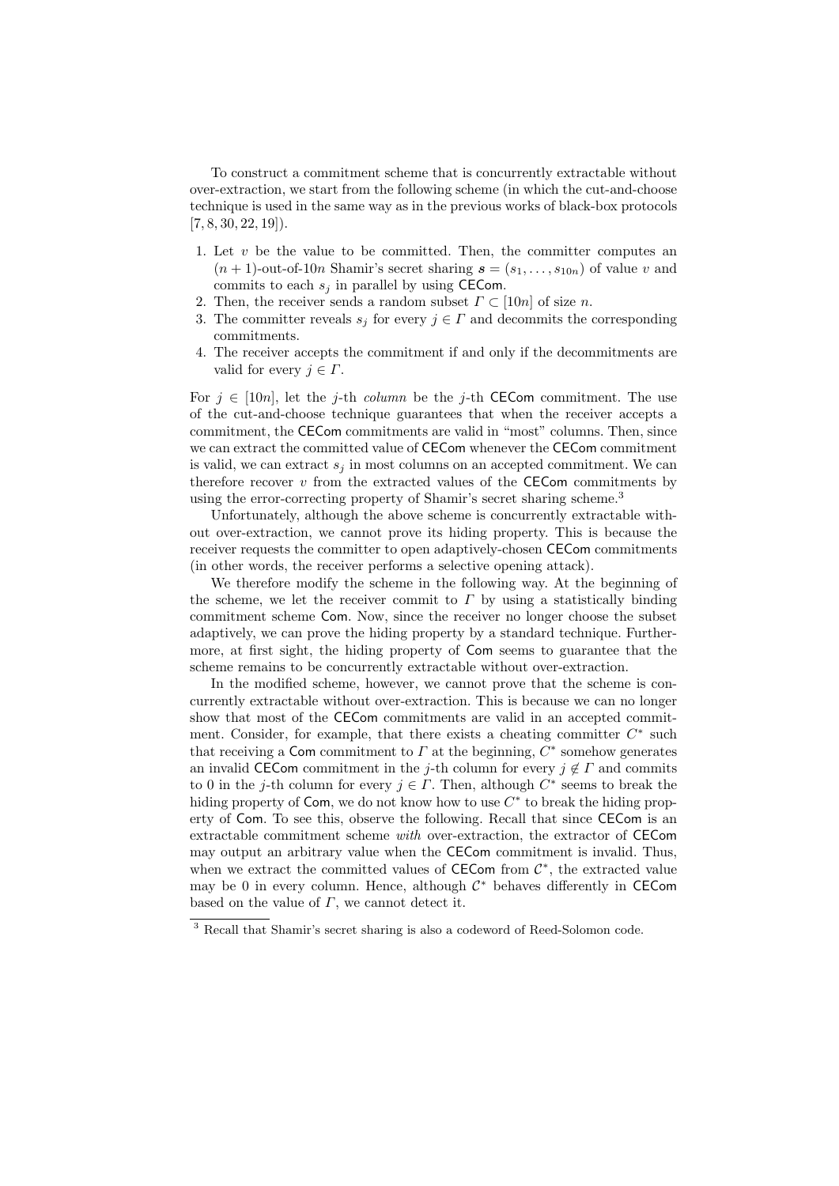To construct a commitment scheme that is concurrently extractable without over-extraction, we start from the following scheme (in which the cut-and-choose technique is used in the same way as in the previous works of black-box protocols [7, 8, 30, 22, 19]).

1. Let $v$ be the value to be committed. Then, the committer computes an $(n+1)$-out-of-$10n$ Shamir's secret sharing $\boldsymbol{s} = (s_1, \ldots, s_{10n})$ of value $v$ and commits to each $s_j$ in parallel by using $\mathsf{CECom}$.
2. Then, the receiver sends a random subset $\Gamma \subset [10n]$ of size $n$.
3. The committer reveals $s_j$ for every $j \in \Gamma$ and decommits the corresponding commitments.
4. The receiver accepts the commitment if and only if the decommitments are valid for every $j \in \Gamma$.

For $j \in [10n]$, let the $j$-th *column* be the $j$-th $\mathsf{CECom}$ commitment. The use of the cut-and-choose technique guarantees that when the receiver accepts a commitment, the $\mathsf{CECom}$ commitments are valid in "most" columns. Then, since we can extract the committed value of $\mathsf{CECom}$ whenever the $\mathsf{CECom}$ commitment is valid, we can extract $s_j$ in most columns on an accepted commitment. We can therefore recover $v$ from the extracted values of the $\mathsf{CECom}$ commitments by using the error-correcting property of Shamir's secret sharing scheme.[3]

Unfortunately, although the above scheme is concurrently extractable without over-extraction, we cannot prove its hiding property. This is because the receiver requests the committer to open adaptively-chosen $\mathsf{CECom}$ commitments (in other words, the receiver performs a selective opening attack).

We therefore modify the scheme in the following way. At the beginning of the scheme, we let the receiver commit to $\Gamma$ by using a statistically binding commitment scheme $\mathsf{Com}$. Now, since the receiver no longer choose the subset adaptively, we can prove the hiding property by a standard technique. Furthermore, at first sight, the hiding property of $\mathsf{Com}$ seems to guarantee that the scheme remains to be concurrently extractable without over-extraction.

In the modified scheme, however, we cannot prove that the scheme is concurrently extractable without over-extraction. This is because we can no longer show that most of the $\mathsf{CECom}$ commitments are valid in an accepted commitment. Consider, for example, that there exists a cheating committer $C^*$ such that receiving a $\mathsf{Com}$ commitment to $\Gamma$ at the beginning, $C^*$ somehow generates an invalid $\mathsf{CECom}$ commitment in the $j$-th column for every $j \notin \Gamma$ and commits to 0 in the $j$-th column for every $j \in \Gamma$. Then, although $C^*$ seems to break the hiding property of $\mathsf{Com}$, we do not know how to use $C^*$ to break the hiding property of $\mathsf{Com}$. To see this, observe the following. Recall that since $\mathsf{CECom}$ is an extractable commitment scheme *with* over-extraction, the extractor of $\mathsf{CECom}$ may output an arbitrary value when the $\mathsf{CECom}$ commitment is invalid. Thus, when we extract the committed values of $\mathsf{CECom}$ from $\mathcal{C}^*$, the extracted value may be 0 in every column. Hence, although $\mathcal{C}^*$ behaves differently in $\mathsf{CECom}$ based on the value of $\Gamma$, we cannot detect it.

[3] Recall that Shamir's secret sharing is also a codeword of Reed-Solomon code.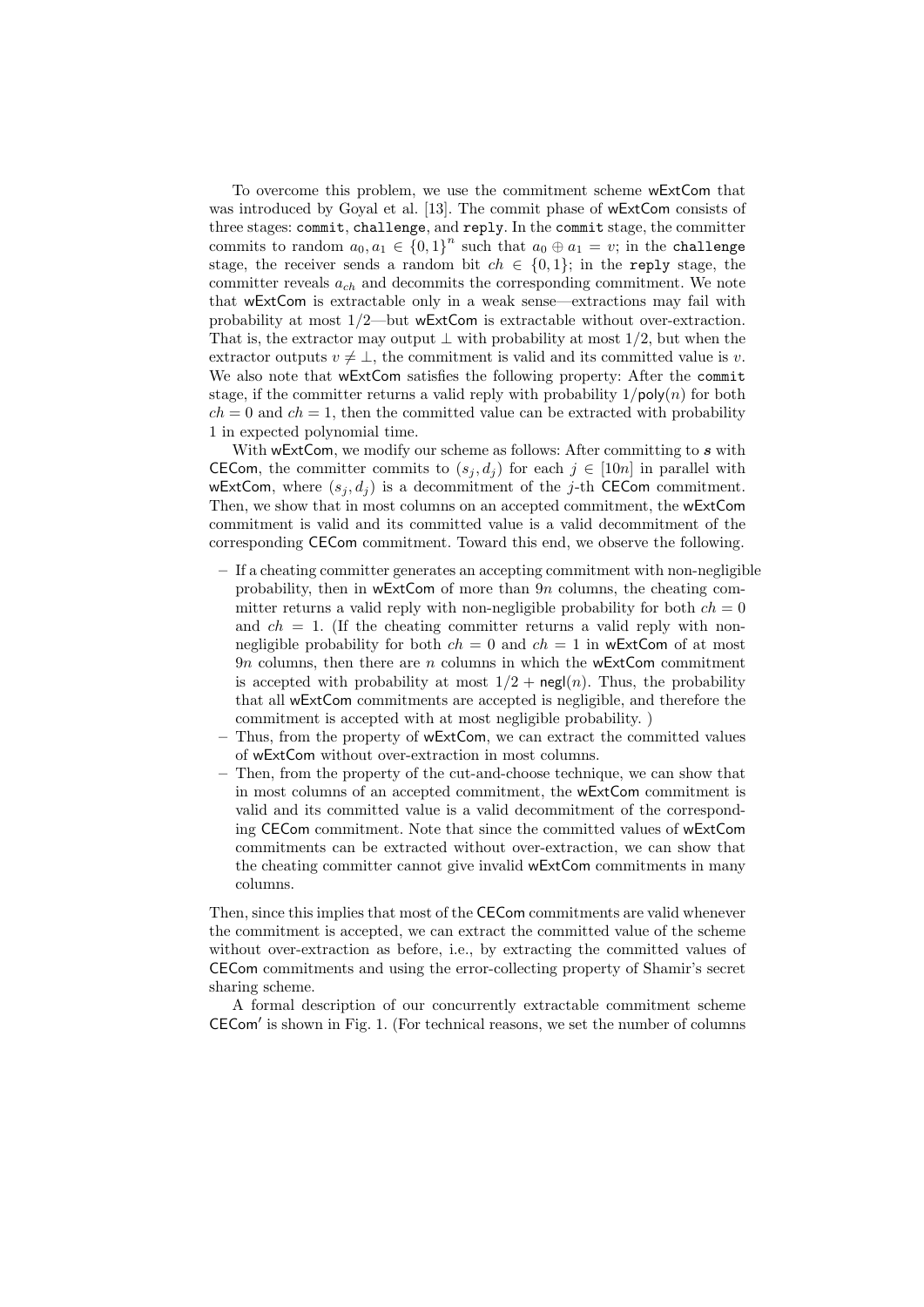To overcome this problem, we use the commitment scheme wExtCom that was introduced by Goyal et al. [13]. The commit phase of wExtCom consists of three stages: `commit`, `challenge`, and `reply`. In the `commit` stage, the committer commits to random $a_0, a_1 \in \{0,1\}^n$ such that $a_0 \oplus a_1 = v$; in the `challenge` stage, the receiver sends a random bit $ch \in \{0,1\}$; in the `reply` stage, the committer reveals $a_{ch}$ and decommits the corresponding commitment. We note that wExtCom is extractable only in a weak sense—extractions may fail with probability at most $1/2$—but wExtCom is extractable without over-extraction. That is, the extractor may output $\perp$ with probability at most $1/2$, but when the extractor outputs $v \neq \perp$, the commitment is valid and its committed value is $v$. We also note that wExtCom satisfies the following property: After the `commit` stage, if the committer returns a valid reply with probability $1/\mathsf{poly}(n)$ for both $ch = 0$ and $ch = 1$, then the committed value can be extracted with probability 1 in expected polynomial time.

With wExtCom, we modify our scheme as follows: After committing to $\boldsymbol{s}$ with CECom, the committer commits to $(s_j, d_j)$ for each $j \in [10n]$ in parallel with wExtCom, where $(s_j, d_j)$ is a decommitment of the $j$-th CECom commitment. Then, we show that in most columns on an accepted commitment, the wExtCom commitment is valid and its committed value is a valid decommitment of the corresponding CECom commitment. Toward this end, we observe the following.

- If a cheating committer generates an accepting commitment with non-negligible probability, then in wExtCom of more than $9n$ columns, the cheating committer returns a valid reply with non-negligible probability for both $ch = 0$ and $ch = 1$. (If the cheating committer returns a valid reply with non-negligible probability for both $ch = 0$ and $ch = 1$ in wExtCom of at most $9n$ columns, then there are $n$ columns in which the wExtCom commitment is accepted with probability at most $1/2 + \mathsf{negl}(n)$. Thus, the probability that all wExtCom commitments are accepted is negligible, and therefore the commitment is accepted with at most negligible probability. )
- Thus, from the property of wExtCom, we can extract the committed values of wExtCom without over-extraction in most columns.
- Then, from the property of the cut-and-choose technique, we can show that in most columns of an accepted commitment, the wExtCom commitment is valid and its committed value is a valid decommitment of the corresponding CECom commitment. Note that since the committed values of wExtCom commitments can be extracted without over-extraction, we can show that the cheating committer cannot give invalid wExtCom commitments in many columns.

Then, since this implies that most of the CECom commitments are valid whenever the commitment is accepted, we can extract the committed value of the scheme without over-extraction as before, i.e., by extracting the committed values of CECom commitments and using the error-collecting property of Shamir's secret sharing scheme.

A formal description of our concurrently extractable commitment scheme CECom$'$ is shown in Fig. 1. (For technical reasons, we set the number of columns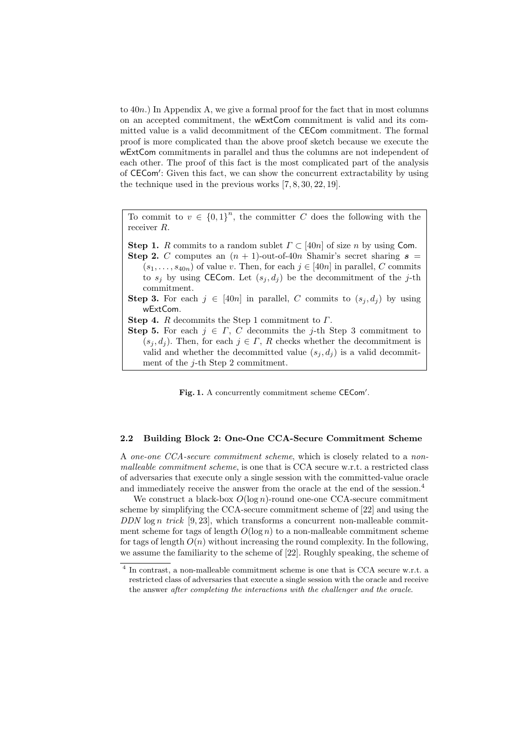to $40n$.) In Appendix A, we give a formal proof for the fact that in most columns on an accepted commitment, the wExtCom commitment is valid and its committed value is a valid decommitment of the CECom commitment. The formal proof is more complicated than the above proof sketch because we execute the wExtCom commitments in parallel and thus the columns are not independent of each other. The proof of this fact is the most complicated part of the analysis of CECom′: Given this fact, we can show the concurrent extractability by using the technique used in the previous works [7, 8, 30, 22, 19].

> To commit to $v \in \{0,1\}^n$, the committer $C$ does the following with the receiver $R$.
>
> **Step 1.** $R$ commits to a random sublet $\Gamma \subset [40n]$ of size $n$ by using Com.
>
> **Step 2.** $C$ computes an $(n+1)$-out-of-$40n$ Shamir's secret sharing $\boldsymbol{s} = (s_1, \ldots, s_{40n})$ of value $v$. Then, for each $j \in [40n]$ in parallel, $C$ commits to $s_j$ by using CECom. Let $(s_j, d_j)$ be the decommitment of the $j$-th commitment.
>
> **Step 3.** For each $j \in [40n]$ in parallel, $C$ commits to $(s_j, d_j)$ by using wExtCom.
>
> **Step 4.** $R$ decommits the Step 1 commitment to $\Gamma$.
>
> **Step 5.** For each $j \in \Gamma$, $C$ decommits the $j$-th Step 3 commitment to $(s_j, d_j)$. Then, for each $j \in \Gamma$, $R$ checks whether the decommitment is valid and whether the decommitted value $(s_j, d_j)$ is a valid decommitment of the $j$-th Step 2 commitment.

**Fig. 1.** A concurrently commitment scheme CECom′.

### 2.2 Building Block 2: One-One CCA-Secure Commitment Scheme

A *one-one CCA-secure commitment scheme*, which is closely related to a *non-malleable commitment scheme*, is one that is CCA secure w.r.t. a restricted class of adversaries that execute only a single session with the committed-value oracle and immediately receive the answer from the oracle at the end of the session.[4]

We construct a black-box $O(\log n)$-round one-one CCA-secure commitment scheme by simplifying the CCA-secure commitment scheme of [22] and using the *DDN* $\log n$ *trick* [9, 23], which transforms a concurrent non-malleable commitment scheme for tags of length $O(\log n)$ to a non-malleable commitment scheme for tags of length $O(n)$ without increasing the round complexity. In the following, we assume the familiarity to the scheme of [22]. Roughly speaking, the scheme of

[4] In contrast, a non-malleable commitment scheme is one that is CCA secure w.r.t. a restricted class of adversaries that execute a single session with the oracle and receive the answer *after completing the interactions with the challenger and the oracle*.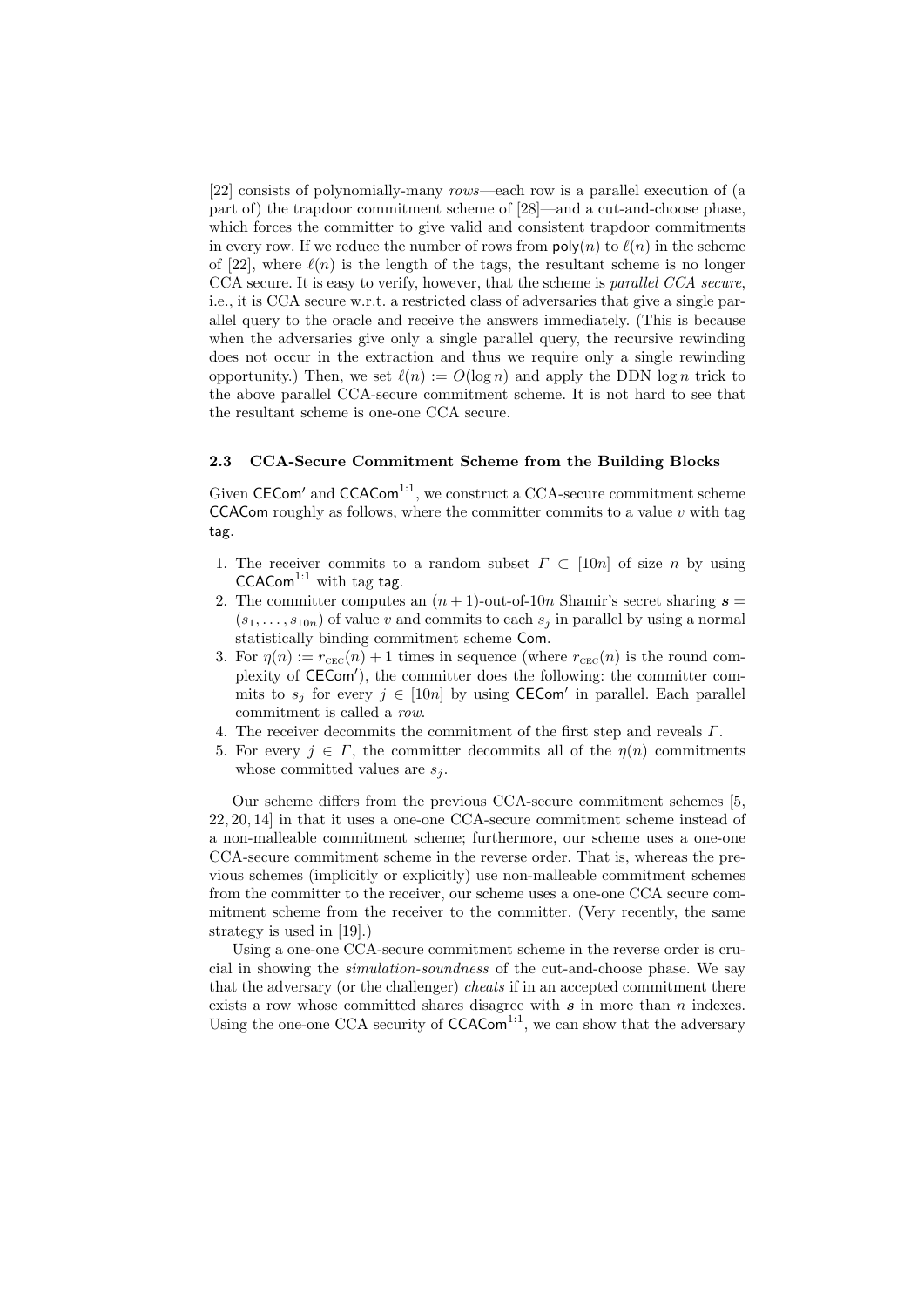[22] consists of polynomially-many *rows*—each row is a parallel execution of (a part of) the trapdoor commitment scheme of [28]—and a cut-and-choose phase, which forces the committer to give valid and consistent trapdoor commitments in every row. If we reduce the number of rows from $\mathsf{poly}(n)$ to $\ell(n)$ in the scheme of [22], where $\ell(n)$ is the length of the tags, the resultant scheme is no longer CCA secure. It is easy to verify, however, that the scheme is *parallel CCA secure*, i.e., it is CCA secure w.r.t. a restricted class of adversaries that give a single parallel query to the oracle and receive the answers immediately. (This is because when the adversaries give only a single parallel query, the recursive rewinding does not occur in the extraction and thus we require only a single rewinding opportunity.) Then, we set $\ell(n) := O(\log n)$ and apply the DDN $\log n$ trick to the above parallel CCA-secure commitment scheme. It is not hard to see that the resultant scheme is one-one CCA secure.

### 2.3 CCA-Secure Commitment Scheme from the Building Blocks

Given $\mathsf{CECom}'$ and $\mathsf{CCACom}^{1:1}$, we construct a CCA-secure commitment scheme $\mathsf{CCACom}$ roughly as follows, where the committer commits to a value $v$ with tag $\mathsf{tag}$.

1. The receiver commits to a random subset $\Gamma \subset [10n]$ of size $n$ by using $\mathsf{CCACom}^{1:1}$ with tag $\mathsf{tag}$.
2. The committer computes an $(n+1)$-out-of-$10n$ Shamir's secret sharing $\boldsymbol{s} = (s_1, \ldots, s_{10n})$ of value $v$ and commits to each $s_j$ in parallel by using a normal statistically binding commitment scheme $\mathsf{Com}$.
3. For $\eta(n) := r_{\text{CEC}}(n) + 1$ times in sequence (where $r_{\text{CEC}}(n)$ is the round complexity of $\mathsf{CECom}'$), the committer does the following: the committer commits to $s_j$ for every $j \in [10n]$ by using $\mathsf{CECom}'$ in parallel. Each parallel commitment is called a *row*.
4. The receiver decommits the commitment of the first step and reveals $\Gamma$.
5. For every $j \in \Gamma$, the committer decommits all of the $\eta(n)$ commitments whose committed values are $s_j$.

Our scheme differs from the previous CCA-secure commitment schemes [5, 22, 20, 14] in that it uses a one-one CCA-secure commitment scheme instead of a non-malleable commitment scheme; furthermore, our scheme uses a one-one CCA-secure commitment scheme in the reverse order. That is, whereas the previous schemes (implicitly or explicitly) use non-malleable commitment schemes from the committer to the receiver, our scheme uses a one-one CCA secure commitment scheme from the receiver to the committer. (Very recently, the same strategy is used in [19].)

Using a one-one CCA-secure commitment scheme in the reverse order is crucial in showing the *simulation-soundness* of the cut-and-choose phase. We say that the adversary (or the challenger) *cheats* if in an accepted commitment there exists a row whose committed shares disagree with $\boldsymbol{s}$ in more than $n$ indexes. Using the one-one CCA security of $\mathsf{CCACom}^{1:1}$, we can show that the adversary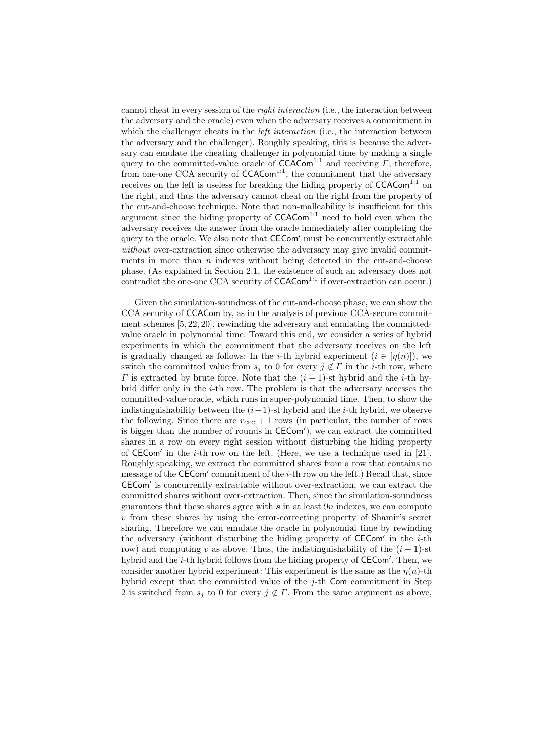cannot cheat in every session of the *right interaction* (i.e., the interaction between the adversary and the oracle) even when the adversary receives a commitment in which the challenger cheats in the *left interaction* (i.e., the interaction between the adversary and the challenger). Roughly speaking, this is because the adversary can emulate the cheating challenger in polynomial time by making a single query to the committed-value oracle of $\mathsf{CCACom}^{1:1}$ and receiving $\Gamma$; therefore, from one-one CCA security of $\mathsf{CCACom}^{1:1}$, the commitment that the adversary receives on the left is useless for breaking the hiding property of $\mathsf{CCACom}^{1:1}$ on the right, and thus the adversary cannot cheat on the right from the property of the cut-and-choose technique. Note that non-malleability is insufficient for this argument since the hiding property of $\mathsf{CCACom}^{1:1}$ need to hold even when the adversary receives the answer from the oracle immediately after completing the query to the oracle. We also note that $\mathsf{CECom}'$ must be concurrently extractable *without* over-extraction since otherwise the adversary may give invalid commitments in more than $n$ indexes without being detected in the cut-and-choose phase. (As explained in Section 2.1, the existence of such an adversary does not contradict the one-one CCA security of $\mathsf{CCACom}^{1:1}$ if over-extraction can occur.)

Given the simulation-soundness of the cut-and-choose phase, we can show the CCA security of $\mathsf{CCACom}$ by, as in the analysis of previous CCA-secure commitment schemes [5, 22, 20], rewinding the adversary and emulating the committed-value oracle in polynomial time. Toward this end, we consider a series of hybrid experiments in which the commitment that the adversary receives on the left is gradually changed as follows: In the $i$-th hybrid experiment ($i \in [\eta(n)]$), we switch the committed value from $s_j$ to 0 for every $j \notin \Gamma$ in the $i$-th row, where $\Gamma$ is extracted by brute force. Note that the $(i-1)$-st hybrid and the $i$-th hybrid differ only in the $i$-th row. The problem is that the adversary accesses the committed-value oracle, which runs in super-polynomial time. Then, to show the indistinguishability between the $(i-1)$-st hybrid and the $i$-th hybrid, we observe the following. Since there are $r_{\text{CEC}} + 1$ rows (in particular, the number of rows is bigger than the number of rounds in $\mathsf{CECom}'$), we can extract the committed shares in a row on every right session without disturbing the hiding property of $\mathsf{CECom}'$ in the $i$-th row on the left. (Here, we use a technique used in [21]. Roughly speaking, we extract the committed shares from a row that contains no message of the $\mathsf{CECom}'$ commitment of the $i$-th row on the left.) Recall that, since $\mathsf{CECom}'$ is concurrently extractable without over-extraction, we can extract the committed shares without over-extraction. Then, since the simulation-soundness guarantees that these shares agree with $\boldsymbol{s}$ in at least $9n$ indexes, we can compute $v$ from these shares by using the error-correcting property of Shamir's secret sharing. Therefore we can emulate the oracle in polynomial time by rewinding the adversary (without disturbing the hiding property of $\mathsf{CECom}'$ in the $i$-th row) and computing $v$ as above. Thus, the indistinguishability of the $(i-1)$-st hybrid and the $i$-th hybrid follows from the hiding property of $\mathsf{CECom}'$. Then, we consider another hybrid experiment: This experiment is the same as the $\eta(n)$-th hybrid except that the committed value of the $j$-th $\mathsf{Com}$ commitment in Step 2 is switched from $s_j$ to 0 for every $j \notin \Gamma$. From the same argument as above,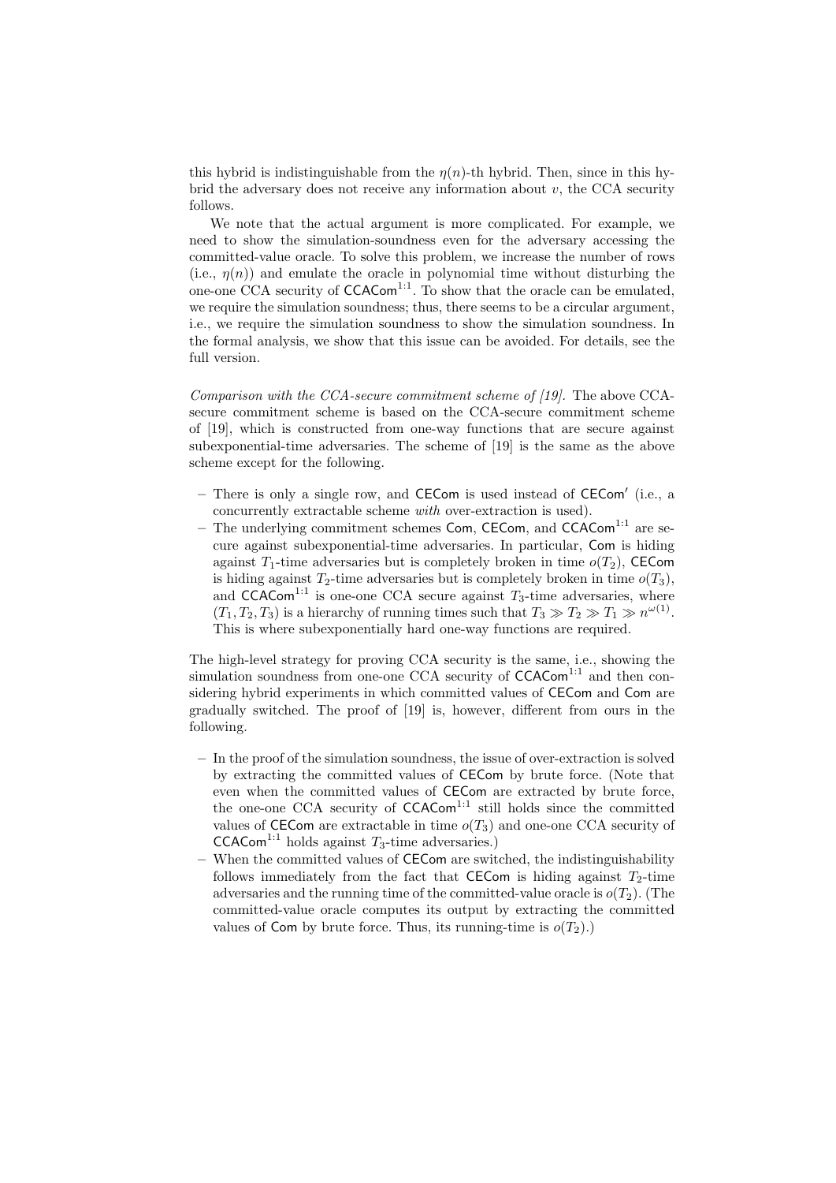this hybrid is indistinguishable from the $\eta(n)$-th hybrid. Then, since in this hybrid the adversary does not receive any information about $v$, the CCA security follows.

We note that the actual argument is more complicated. For example, we need to show the simulation-soundness even for the adversary accessing the committed-value oracle. To solve this problem, we increase the number of rows (i.e., $\eta(n)$) and emulate the oracle in polynomial time without disturbing the one-one CCA security of $\mathsf{CCACom}^{1:1}$. To show that the oracle can be emulated, we require the simulation soundness; thus, there seems to be a circular argument, i.e., we require the simulation soundness to show the simulation soundness. In the formal analysis, we show that this issue can be avoided. For details, see the full version.

*Comparison with the CCA-secure commitment scheme of [19].* The above CCA-secure commitment scheme is based on the CCA-secure commitment scheme of [19], which is constructed from one-way functions that are secure against subexponential-time adversaries. The scheme of [19] is the same as the above scheme except for the following.

- There is only a single row, and $\mathsf{CECom}$ is used instead of $\mathsf{CECom}'$ (i.e., a concurrently extractable scheme *with* over-extraction is used).
- The underlying commitment schemes $\mathsf{Com}$, $\mathsf{CECom}$, and $\mathsf{CCACom}^{1:1}$ are secure against subexponential-time adversaries. In particular, $\mathsf{Com}$ is hiding against $T_1$-time adversaries but is completely broken in time $o(T_2)$, $\mathsf{CECom}$ is hiding against $T_2$-time adversaries but is completely broken in time $o(T_3)$, and $\mathsf{CCACom}^{1:1}$ is one-one CCA secure against $T_3$-time adversaries, where $(T_1, T_2, T_3)$ is a hierarchy of running times such that $T_3 \gg T_2 \gg T_1 \gg n^{\omega(1)}$. This is where subexponentially hard one-way functions are required.

The high-level strategy for proving CCA security is the same, i.e., showing the simulation soundness from one-one CCA security of $\mathsf{CCACom}^{1:1}$ and then considering hybrid experiments in which committed values of $\mathsf{CECom}$ and $\mathsf{Com}$ are gradually switched. The proof of [19] is, however, different from ours in the following.

- In the proof of the simulation soundness, the issue of over-extraction is solved by extracting the committed values of $\mathsf{CECom}$ by brute force. (Note that even when the committed values of $\mathsf{CECom}$ are extracted by brute force, the one-one CCA security of $\mathsf{CCACom}^{1:1}$ still holds since the committed values of $\mathsf{CECom}$ are extractable in time $o(T_3)$ and one-one CCA security of $\mathsf{CCACom}^{1:1}$ holds against $T_3$-time adversaries.)
- When the committed values of $\mathsf{CECom}$ are switched, the indistinguishability follows immediately from the fact that $\mathsf{CECom}$ is hiding against $T_2$-time adversaries and the running time of the committed-value oracle is $o(T_2)$. (The committed-value oracle computes its output by extracting the committed values of $\mathsf{Com}$ by brute force. Thus, its running-time is $o(T_2)$.)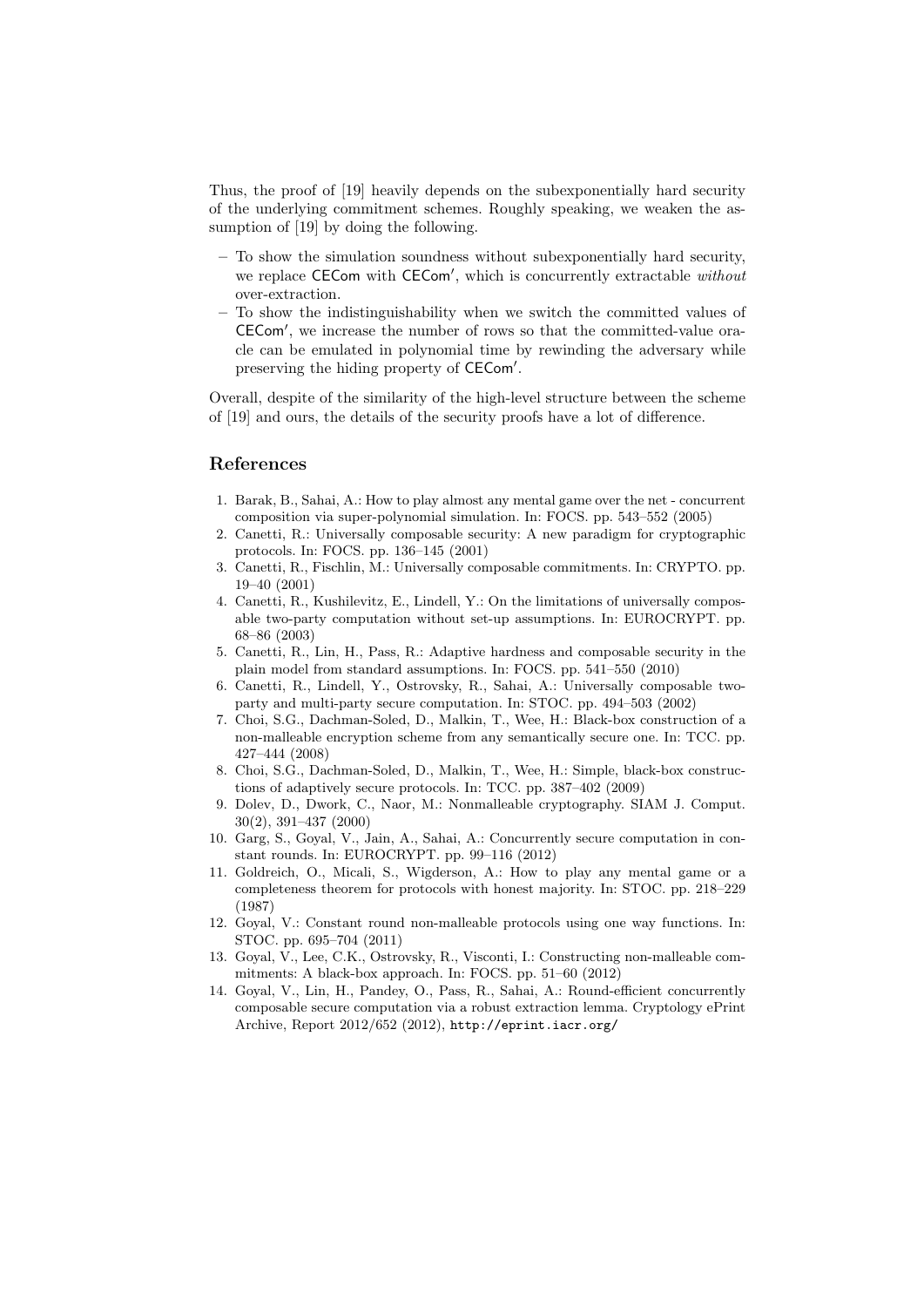Thus, the proof of [19] heavily depends on the subexponentially hard security of the underlying commitment schemes. Roughly speaking, we weaken the assumption of [19] by doing the following.

- To show the simulation soundness without subexponentially hard security, we replace $\mathsf{CECom}$ with $\mathsf{CECom}'$, which is concurrently extractable *without* over-extraction.
- To show the indistinguishability when we switch the committed values of $\mathsf{CECom}'$, we increase the number of rows so that the committed-value oracle can be emulated in polynomial time by rewinding the adversary while preserving the hiding property of $\mathsf{CECom}'$.

Overall, despite of the similarity of the high-level structure between the scheme of [19] and ours, the details of the security proofs have a lot of difference.

## References

1. Barak, B., Sahai, A.: How to play almost any mental game over the net - concurrent composition via super-polynomial simulation. In: FOCS. pp. 543–552 (2005)
2. Canetti, R.: Universally composable security: A new paradigm for cryptographic protocols. In: FOCS. pp. 136–145 (2001)
3. Canetti, R., Fischlin, M.: Universally composable commitments. In: CRYPTO. pp. 19–40 (2001)
4. Canetti, R., Kushilevitz, E., Lindell, Y.: On the limitations of universally composable two-party computation without set-up assumptions. In: EUROCRYPT. pp. 68–86 (2003)
5. Canetti, R., Lin, H., Pass, R.: Adaptive hardness and composable security in the plain model from standard assumptions. In: FOCS. pp. 541–550 (2010)
6. Canetti, R., Lindell, Y., Ostrovsky, R., Sahai, A.: Universally composable two-party and multi-party secure computation. In: STOC. pp. 494–503 (2002)
7. Choi, S.G., Dachman-Soled, D., Malkin, T., Wee, H.: Black-box construction of a non-malleable encryption scheme from any semantically secure one. In: TCC. pp. 427–444 (2008)
8. Choi, S.G., Dachman-Soled, D., Malkin, T., Wee, H.: Simple, black-box constructions of adaptively secure protocols. In: TCC. pp. 387–402 (2009)
9. Dolev, D., Dwork, C., Naor, M.: Nonmalleable cryptography. SIAM J. Comput. 30(2), 391–437 (2000)
10. Garg, S., Goyal, V., Jain, A., Sahai, A.: Concurrently secure computation in constant rounds. In: EUROCRYPT. pp. 99–116 (2012)
11. Goldreich, O., Micali, S., Wigderson, A.: How to play any mental game or a completeness theorem for protocols with honest majority. In: STOC. pp. 218–229 (1987)
12. Goyal, V.: Constant round non-malleable protocols using one way functions. In: STOC. pp. 695–704 (2011)
13. Goyal, V., Lee, C.K., Ostrovsky, R., Visconti, I.: Constructing non-malleable commitments: A black-box approach. In: FOCS. pp. 51–60 (2012)
14. Goyal, V., Lin, H., Pandey, O., Pass, R., Sahai, A.: Round-efficient concurrently composable secure computation via a robust extraction lemma. Cryptology ePrint Archive, Report 2012/652 (2012), http://eprint.iacr.org/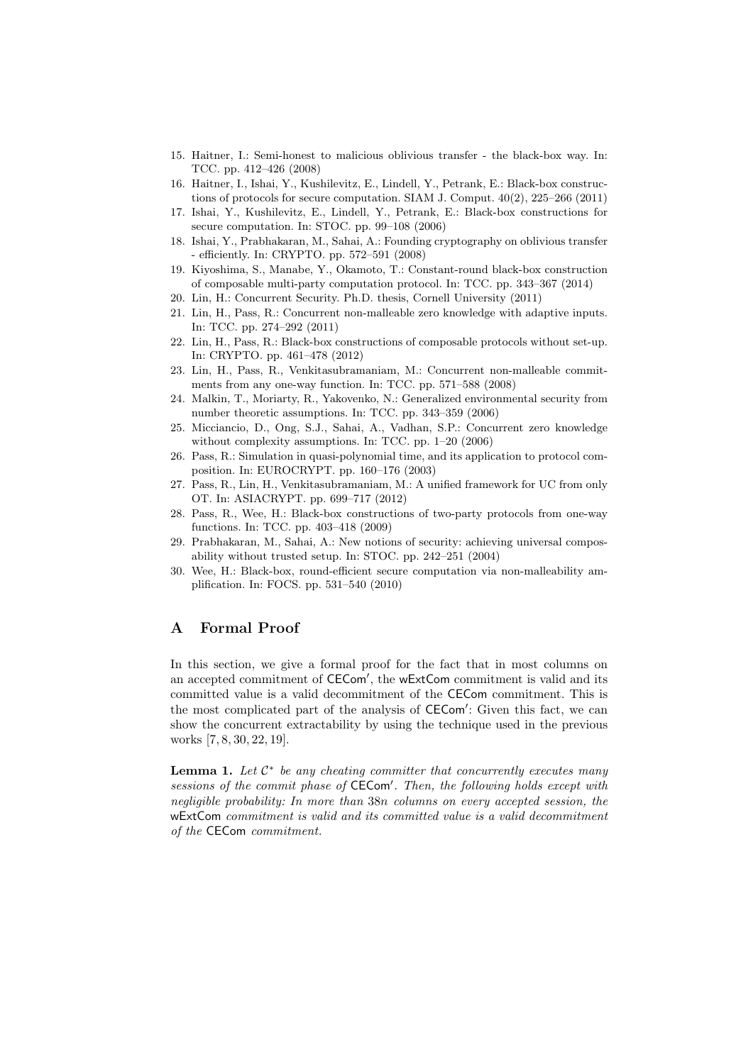15. Haitner, I.: Semi-honest to malicious oblivious transfer - the black-box way. In: TCC. pp. 412–426 (2008)
16. Haitner, I., Ishai, Y., Kushilevitz, E., Lindell, Y., Petrank, E.: Black-box constructions of protocols for secure computation. SIAM J. Comput. 40(2), 225–266 (2011)
17. Ishai, Y., Kushilevitz, E., Lindell, Y., Petrank, E.: Black-box constructions for secure computation. In: STOC. pp. 99–108 (2006)
18. Ishai, Y., Prabhakaran, M., Sahai, A.: Founding cryptography on oblivious transfer - efficiently. In: CRYPTO. pp. 572–591 (2008)
19. Kiyoshima, S., Manabe, Y., Okamoto, T.: Constant-round black-box construction of composable multi-party computation protocol. In: TCC. pp. 343–367 (2014)
20. Lin, H.: Concurrent Security. Ph.D. thesis, Cornell University (2011)
21. Lin, H., Pass, R.: Concurrent non-malleable zero knowledge with adaptive inputs. In: TCC. pp. 274–292 (2011)
22. Lin, H., Pass, R.: Black-box constructions of composable protocols without set-up. In: CRYPTO. pp. 461–478 (2012)
23. Lin, H., Pass, R., Venkitasubramaniam, M.: Concurrent non-malleable commitments from any one-way function. In: TCC. pp. 571–588 (2008)
24. Malkin, T., Moriarty, R., Yakovenko, N.: Generalized environmental security from number theoretic assumptions. In: TCC. pp. 343–359 (2006)
25. Micciancio, D., Ong, S.J., Sahai, A., Vadhan, S.P.: Concurrent zero knowledge without complexity assumptions. In: TCC. pp. 1–20 (2006)
26. Pass, R.: Simulation in quasi-polynomial time, and its application to protocol composition. In: EUROCRYPT. pp. 160–176 (2003)
27. Pass, R., Lin, H., Venkitasubramaniam, M.: A unified framework for UC from only OT. In: ASIACRYPT. pp. 699–717 (2012)
28. Pass, R., Wee, H.: Black-box constructions of two-party protocols from one-way functions. In: TCC. pp. 403–418 (2009)
29. Prabhakaran, M., Sahai, A.: New notions of security: achieving universal composability without trusted setup. In: STOC. pp. 242–251 (2004)
30. Wee, H.: Black-box, round-efficient secure computation via non-malleability amplification. In: FOCS. pp. 531–540 (2010)

# A Formal Proof

In this section, we give a formal proof for the fact that in most columns on an accepted commitment of $\mathsf{CECom}'$, the $\mathsf{wExtCom}$ commitment is valid and its committed value is a valid decommitment of the $\mathsf{CECom}$ commitment. This is the most complicated part of the analysis of $\mathsf{CECom}'$: Given this fact, we can show the concurrent extractability by using the technique used in the previous works [7, 8, 30, 22, 19].

**Lemma 1.** *Let $\mathcal{C}^*$ be any cheating committer that concurrently executes many sessions of the commit phase of $\mathsf{CECom}'$. Then, the following holds except with negligible probability: In more than $38n$ columns on every accepted session, the $\mathsf{wExtCom}$ commitment is valid and its committed value is a valid decommitment of the $\mathsf{CECom}$ commitment.*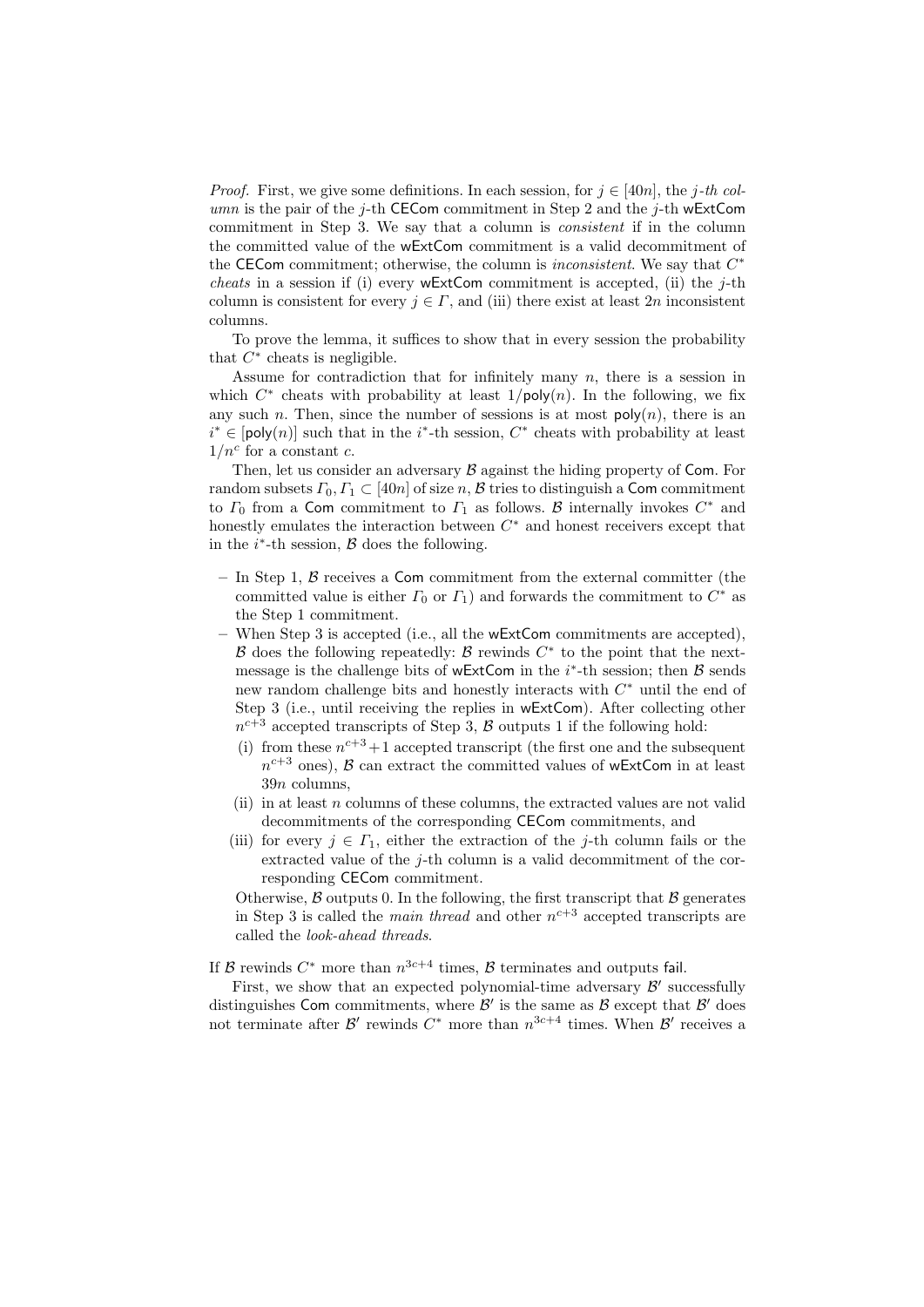*Proof.* First, we give some definitions. In each session, for $j \in [40n]$, the *j-th column* is the pair of the $j$-th CECom commitment in Step 2 and the $j$-th wExtCom commitment in Step 3. We say that a column is *consistent* if in the column the committed value of the wExtCom commitment is a valid decommitment of the CECom commitment; otherwise, the column is *inconsistent*. We say that $C^*$ *cheats* in a session if (i) every wExtCom commitment is accepted, (ii) the $j$-th column is consistent for every $j \in \Gamma$, and (iii) there exist at least $2n$ inconsistent columns.

To prove the lemma, it suffices to show that in every session the probability that $C^*$ cheats is negligible.

Assume for contradiction that for infinitely many $n$, there is a session in which $C^*$ cheats with probability at least $1/\mathsf{poly}(n)$. In the following, we fix any such $n$. Then, since the number of sessions is at most $\mathsf{poly}(n)$, there is an $i^* \in [\mathsf{poly}(n)]$ such that in the $i^*$-th session, $C^*$ cheats with probability at least $1/n^c$ for a constant $c$.

Then, let us consider an adversary $\mathcal{B}$ against the hiding property of Com. For random subsets $\Gamma_0, \Gamma_1 \subset [40n]$ of size $n$, $\mathcal{B}$ tries to distinguish a Com commitment to $\Gamma_0$ from a Com commitment to $\Gamma_1$ as follows. $\mathcal{B}$ internally invokes $C^*$ and honestly emulates the interaction between $C^*$ and honest receivers except that in the $i^*$-th session, $\mathcal{B}$ does the following.

- In Step 1, $\mathcal{B}$ receives a Com commitment from the external committer (the committed value is either $\Gamma_0$ or $\Gamma_1$) and forwards the commitment to $C^*$ as the Step 1 commitment.
- When Step 3 is accepted (i.e., all the wExtCom commitments are accepted), $\mathcal{B}$ does the following repeatedly: $\mathcal{B}$ rewinds $C^*$ to the point that the next-message is the challenge bits of wExtCom in the $i^*$-th session; then $\mathcal{B}$ sends new random challenge bits and honestly interacts with $C^*$ until the end of Step 3 (i.e., until receiving the replies in wExtCom). After collecting other $n^{c+3}$ accepted transcripts of Step 3, $\mathcal{B}$ outputs 1 if the following hold:
  - (i) from these $n^{c+3}+1$ accepted transcript (the first one and the subsequent $n^{c+3}$ ones), $\mathcal{B}$ can extract the committed values of wExtCom in at least $39n$ columns,
  - (ii) in at least $n$ columns of these columns, the extracted values are not valid decommitments of the corresponding CECom commitments, and
  - (iii) for every $j \in \Gamma_1$, either the extraction of the $j$-th column fails or the extracted value of the $j$-th column is a valid decommitment of the corresponding CECom commitment.

  Otherwise, $\mathcal{B}$ outputs 0. In the following, the first transcript that $\mathcal{B}$ generates in Step 3 is called the *main thread* and other $n^{c+3}$ accepted transcripts are called the *look-ahead threads*.

If $\mathcal{B}$ rewinds $C^*$ more than $n^{3c+4}$ times, $\mathcal{B}$ terminates and outputs fail.

First, we show that an expected polynomial-time adversary $\mathcal{B}'$ successfully distinguishes Com commitments, where $\mathcal{B}'$ is the same as $\mathcal{B}$ except that $\mathcal{B}'$ does not terminate after $\mathcal{B}'$ rewinds $C^*$ more than $n^{3c+4}$ times. When $\mathcal{B}'$ receives a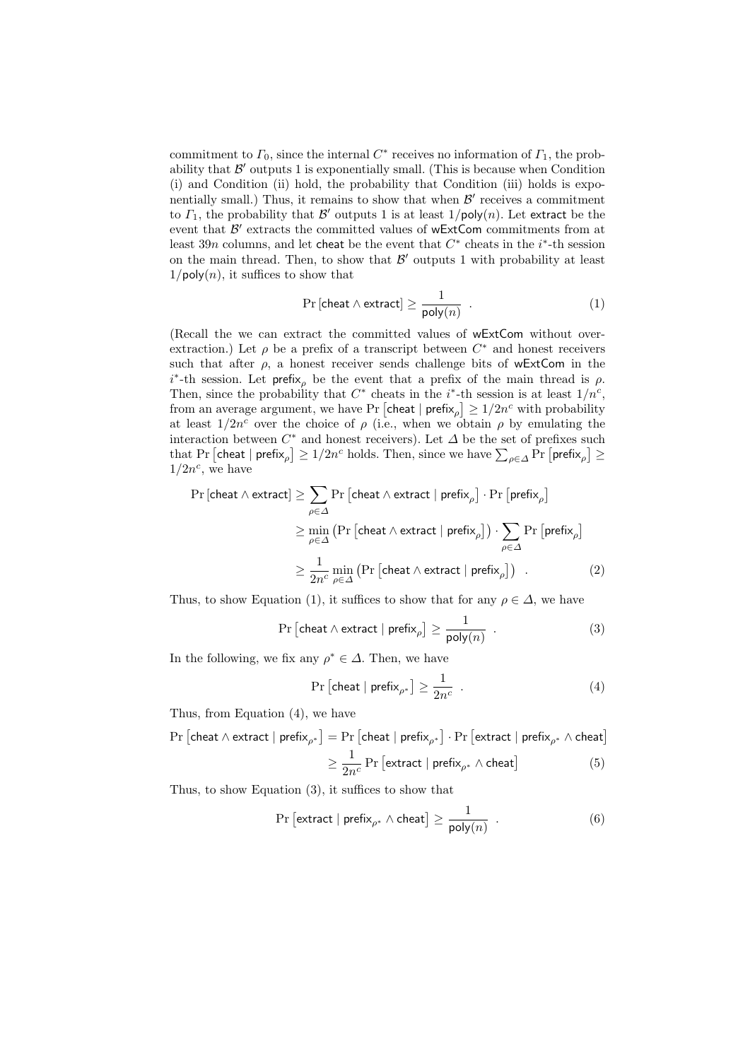commitment to $\Gamma_0$, since the internal $C^*$ receives no information of $\Gamma_1$, the probability that $\mathcal{B}'$ outputs 1 is exponentially small. (This is because when Condition (i) and Condition (ii) hold, the probability that Condition (iii) holds is exponentially small.) Thus, it remains to show that when $\mathcal{B}'$ receives a commitment to $\Gamma_1$, the probability that $\mathcal{B}'$ outputs 1 is at least $1/\mathsf{poly}(n)$. Let $\mathsf{extract}$ be the event that $\mathcal{B}'$ extracts the committed values of $\mathsf{wExtCom}$ commitments from at least $39n$ columns, and let $\mathsf{cheat}$ be the event that $C^*$ cheats in the $i^*$-th session on the main thread. Then, to show that $\mathcal{B}'$ outputs 1 with probability at least $1/\mathsf{poly}(n)$, it suffices to show that

$$\Pr\left[\mathsf{cheat} \wedge \mathsf{extract}\right] \geq \frac{1}{\mathsf{poly}(n)} \quad . \tag{1}$$

(Recall the we can extract the committed values of $\mathsf{wExtCom}$ without over-extraction.) Let $\rho$ be a prefix of a transcript between $C^*$ and honest receivers such that after $\rho$, a honest receiver sends challenge bits of $\mathsf{wExtCom}$ in the $i^*$-th session. Let $\mathsf{prefix}_\rho$ be the event that a prefix of the main thread is $\rho$. Then, since the probability that $C^*$ cheats in the $i^*$-th session is at least $1/n^c$, from an average argument, we have $\Pr\left[\mathsf{cheat} \mid \mathsf{prefix}_\rho\right] \geq 1/2n^c$ with probability at least $1/2n^c$ over the choice of $\rho$ (i.e., when we obtain $\rho$ by emulating the interaction between $C^*$ and honest receivers). Let $\varDelta$ be the set of prefixes such that $\Pr\left[\mathsf{cheat} \mid \mathsf{prefix}_\rho\right] \geq 1/2n^c$ holds. Then, since we have $\sum_{\rho\in\varDelta} \Pr\left[\mathsf{prefix}_\rho\right] \geq 1/2n^c$, we have

$$\begin{aligned}
\Pr\left[\mathsf{cheat} \wedge \mathsf{extract}\right] &\geq \sum_{\rho\in\varDelta} \Pr\left[\mathsf{cheat} \wedge \mathsf{extract} \mid \mathsf{prefix}_\rho\right] \cdot \Pr\left[\mathsf{prefix}_\rho\right] \\
&\geq \min_{\rho\in\varDelta}\left(\Pr\left[\mathsf{cheat} \wedge \mathsf{extract} \mid \mathsf{prefix}_\rho\right]\right) \cdot \sum_{\rho\in\varDelta} \Pr\left[\mathsf{prefix}_\rho\right] \\
&\geq \frac{1}{2n^c} \min_{\rho\in\varDelta}\left(\Pr\left[\mathsf{cheat} \wedge \mathsf{extract} \mid \mathsf{prefix}_\rho\right]\right) \quad .
\end{aligned} \tag{2}$$

Thus, to show Equation (1), it suffices to show that for any $\rho \in \varDelta$, we have

$$\Pr\left[\mathsf{cheat} \wedge \mathsf{extract} \mid \mathsf{prefix}_\rho\right] \geq \frac{1}{\mathsf{poly}(n)} \quad . \tag{3}$$

In the following, we fix any $\rho^* \in \varDelta$. Then, we have

$$\Pr\left[\mathsf{cheat} \mid \mathsf{prefix}_{\rho^*}\right] \geq \frac{1}{2n^c} \quad . \tag{4}$$

Thus, from Equation (4), we have

$$\begin{aligned}
\Pr\left[\mathsf{cheat} \wedge \mathsf{extract} \mid \mathsf{prefix}_{\rho^*}\right] &= \Pr\left[\mathsf{cheat} \mid \mathsf{prefix}_{\rho^*}\right] \cdot \Pr\left[\mathsf{extract} \mid \mathsf{prefix}_{\rho^*} \wedge \mathsf{cheat}\right] \\
&\geq \frac{1}{2n^c} \Pr\left[\mathsf{extract} \mid \mathsf{prefix}_{\rho^*} \wedge \mathsf{cheat}\right]
\end{aligned} \tag{5}$$

Thus, to show Equation (3), it suffices to show that

$$\Pr\left[\mathsf{extract} \mid \mathsf{prefix}_{\rho^*} \wedge \mathsf{cheat}\right] \geq \frac{1}{\mathsf{poly}(n)} \quad . \tag{6}$$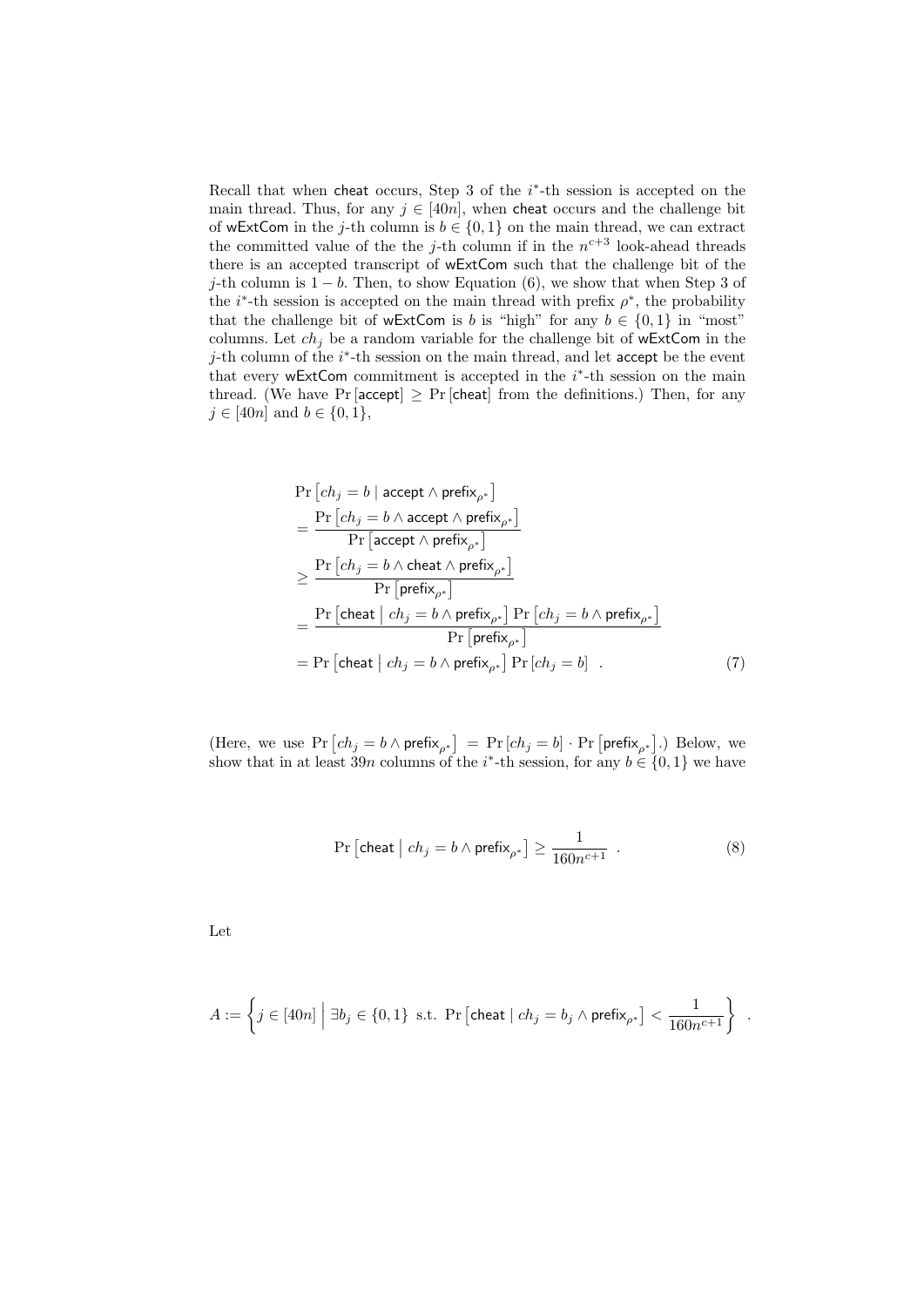Recall that when cheat occurs, Step 3 of the $i^*$-th session is accepted on the main thread. Thus, for any $j \in [40n]$, when cheat occurs and the challenge bit of wExtCom in the $j$-th column is $b \in \{0,1\}$ on the main thread, we can extract the committed value of the the $j$-th column if in the $n^{c+3}$ look-ahead threads there is an accepted transcript of wExtCom such that the challenge bit of the $j$-th column is $1-b$. Then, to show Equation (6), we show that when Step 3 of the $i^*$-th session is accepted on the main thread with prefix $\rho^*$, the probability that the challenge bit of wExtCom is $b$ is "high" for any $b \in \{0,1\}$ in "most" columns. Let $ch_j$ be a random variable for the challenge bit of wExtCom in the $j$-th column of the $i^*$-th session on the main thread, and let accept be the event that every wExtCom commitment is accepted in the $i^*$-th session on the main thread. (We have $\Pr[\mathsf{accept}] \geq \Pr[\mathsf{cheat}]$ from the definitions.) Then, for any $j \in [40n]$ and $b \in \{0,1\}$,

$$
\begin{aligned}
&\Pr\left[ch_j = b \mid \mathsf{accept} \wedge \mathsf{prefix}_{\rho^*}\right] \\
&= \frac{\Pr\left[ch_j = b \wedge \mathsf{accept} \wedge \mathsf{prefix}_{\rho^*}\right]}{\Pr\left[\mathsf{accept} \wedge \mathsf{prefix}_{\rho^*}\right]} \\
&\geq \frac{\Pr\left[ch_j = b \wedge \mathsf{cheat} \wedge \mathsf{prefix}_{\rho^*}\right]}{\Pr\left[\mathsf{prefix}_{\rho^*}\right]} \\
&= \frac{\Pr\left[\mathsf{cheat} \,\middle|\, ch_j = b \wedge \mathsf{prefix}_{\rho^*}\right] \Pr\left[ch_j = b \wedge \mathsf{prefix}_{\rho^*}\right]}{\Pr\left[\mathsf{prefix}_{\rho^*}\right]} \\
&= \Pr\left[\mathsf{cheat} \,\middle|\, ch_j = b \wedge \mathsf{prefix}_{\rho^*}\right] \Pr\left[ch_j = b\right] \quad . \qquad (7)
\end{aligned}
$$

(Here, we use $\Pr\left[ch_j = b \wedge \mathsf{prefix}_{\rho^*}\right] = \Pr\left[ch_j = b\right] \cdot \Pr\left[\mathsf{prefix}_{\rho^*}\right]$.) Below, we show that in at least $39n$ columns of the $i^*$-th session, for any $b \in \{0,1\}$ we have

$$
\Pr\left[\mathsf{cheat} \,\middle|\, ch_j = b \wedge \mathsf{prefix}_{\rho^*}\right] \geq \frac{1}{160n^{c+1}} \quad . \qquad (8)
$$

Let

$$
A := \left\{ j \in [40n] \,\middle|\, \exists b_j \in \{0,1\} \text{ s.t. } \Pr\left[\mathsf{cheat} \mid ch_j = b_j \wedge \mathsf{prefix}_{\rho^*}\right] < \frac{1}{160n^{c+1}} \right\} \quad .
$$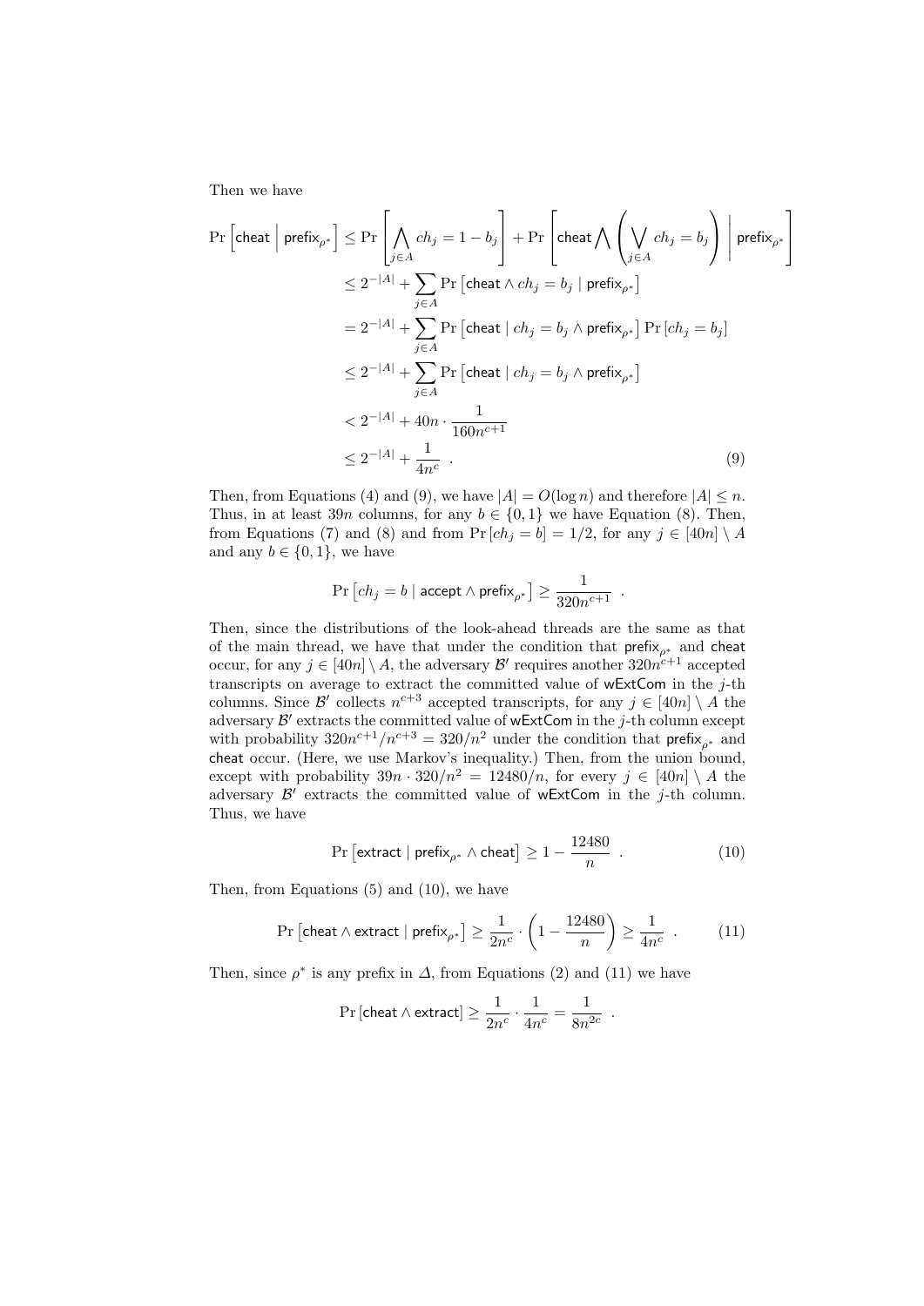Then we have

$$
\begin{aligned}
\Pr\left[\mathsf{cheat} \;\middle|\; \mathsf{prefix}_{\rho^*}\right] &\le \Pr\left[\bigwedge_{j\in A} ch_j = 1 - b_j\right] + \Pr\left[\mathsf{cheat} \bigwedge \left(\bigvee_{j\in A} ch_j = b_j\right) \;\middle|\; \mathsf{prefix}_{\rho^*}\right] \\
&\le 2^{-|A|} + \sum_{j\in A} \Pr\left[\mathsf{cheat} \wedge ch_j = b_j \mid \mathsf{prefix}_{\rho^*}\right] \\
&= 2^{-|A|} + \sum_{j\in A} \Pr\left[\mathsf{cheat} \mid ch_j = b_j \wedge \mathsf{prefix}_{\rho^*}\right] \Pr\left[ch_j = b_j\right] \\
&\le 2^{-|A|} + \sum_{j\in A} \Pr\left[\mathsf{cheat} \mid ch_j = b_j \wedge \mathsf{prefix}_{\rho^*}\right] \\
&< 2^{-|A|} + 40n \cdot \frac{1}{160n^{c+1}} \\
&\le 2^{-|A|} + \frac{1}{4n^c} \ .
\end{aligned} \tag{9}
$$

Then, from Equations (4) and (9), we have $|A| = O(\log n)$ and therefore $|A| \le n$. Thus, in at least $39n$ columns, for any $b \in \{0,1\}$ we have Equation (8). Then, from Equations (7) and (8) and from $\Pr[ch_j = b] = 1/2$, for any $j \in [40n] \setminus A$ and any $b \in \{0,1\}$, we have

$$
\Pr\left[ch_j = b \mid \mathsf{accept} \wedge \mathsf{prefix}_{\rho^*}\right] \ge \frac{1}{320n^{c+1}} \ .
$$

Then, since the distributions of the look-ahead threads are the same as that of the main thread, we have that under the condition that $\mathsf{prefix}_{\rho^*}$ and $\mathsf{cheat}$ occur, for any $j \in [40n] \setminus A$, the adversary $\mathcal{B}'$ requires another $320n^{c+1}$ accepted transcripts on average to extract the committed value of $\mathsf{wExtCom}$ in the $j$-th columns. Since $\mathcal{B}'$ collects $n^{c+3}$ accepted transcripts, for any $j \in [40n] \setminus A$ the adversary $\mathcal{B}'$ extracts the committed value of $\mathsf{wExtCom}$ in the $j$-th column except with probability $320n^{c+1}/n^{c+3} = 320/n^2$ under the condition that $\mathsf{prefix}_{\rho^*}$ and $\mathsf{cheat}$ occur. (Here, we use Markov's inequality.) Then, from the union bound, except with probability $39n \cdot 320/n^2 = 12480/n$, for every $j \in [40n] \setminus A$ the adversary $\mathcal{B}'$ extracts the committed value of $\mathsf{wExtCom}$ in the $j$-th column. Thus, we have

$$
\Pr\left[\mathsf{extract} \mid \mathsf{prefix}_{\rho^*} \wedge \mathsf{cheat}\right] \ge 1 - \frac{12480}{n} \ . \tag{10}
$$

Then, from Equations (5) and (10), we have

$$
\Pr\left[\mathsf{cheat} \wedge \mathsf{extract} \mid \mathsf{prefix}_{\rho^*}\right] \ge \frac{1}{2n^c} \cdot \left(1 - \frac{12480}{n}\right) \ge \frac{1}{4n^c} \ . \tag{11}
$$

Then, since $\rho^*$ is any prefix in $\Delta$, from Equations (2) and (11) we have

$$
\Pr\left[\mathsf{cheat} \wedge \mathsf{extract}\right] \ge \frac{1}{2n^c} \cdot \frac{1}{4n^c} = \frac{1}{8n^{2c}} \ .
$$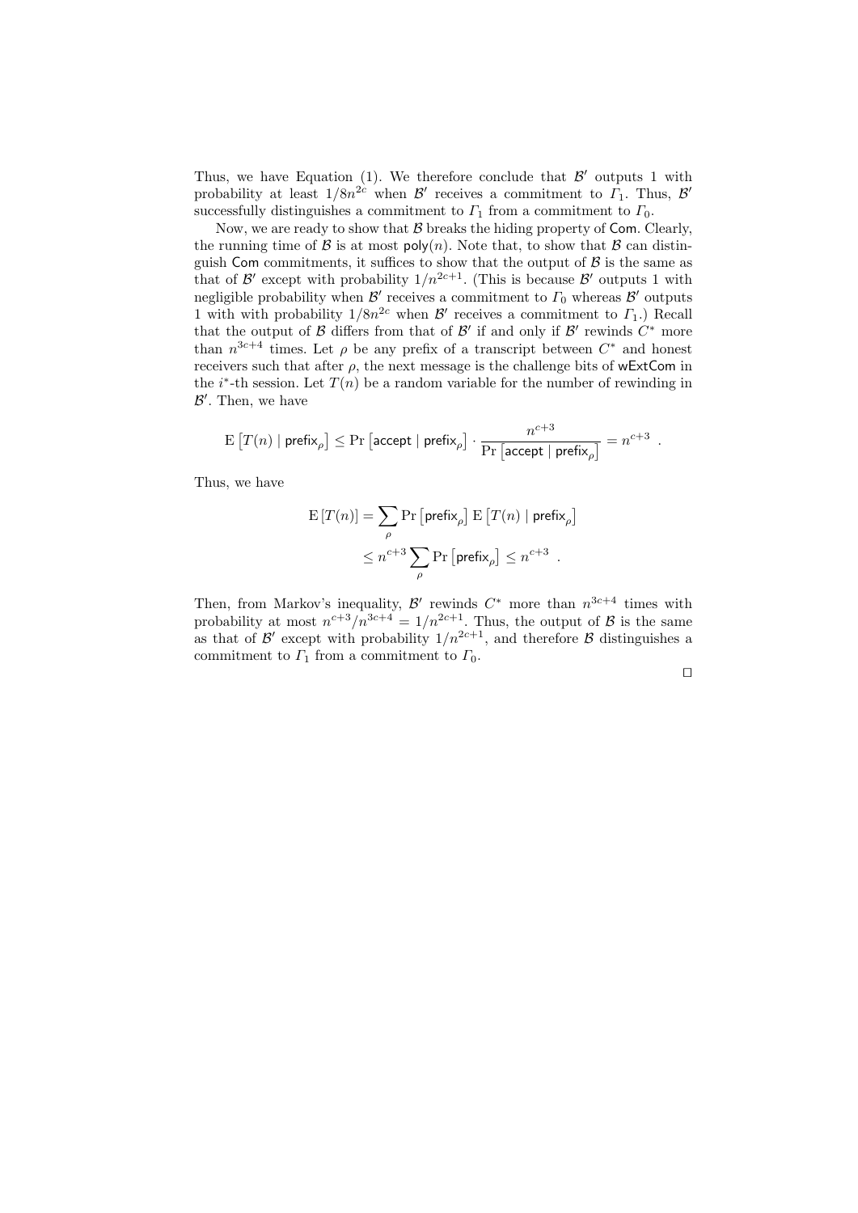Thus, we have Equation (1). We therefore conclude that $\mathcal{B}'$ outputs 1 with probability at least $1/8n^{2c}$ when $\mathcal{B}'$ receives a commitment to $\Gamma_1$. Thus, $\mathcal{B}'$ successfully distinguishes a commitment to $\Gamma_1$ from a commitment to $\Gamma_0$.

Now, we are ready to show that $\mathcal{B}$ breaks the hiding property of $\mathsf{Com}$. Clearly, the running time of $\mathcal{B}$ is at most $\mathsf{poly}(n)$. Note that, to show that $\mathcal{B}$ can distinguish $\mathsf{Com}$ commitments, it suffices to show that the output of $\mathcal{B}$ is the same as that of $\mathcal{B}'$ except with probability $1/n^{2c+1}$. (This is because $\mathcal{B}'$ outputs 1 with negligible probability when $\mathcal{B}'$ receives a commitment to $\Gamma_0$ whereas $\mathcal{B}'$ outputs 1 with with probability $1/8n^{2c}$ when $\mathcal{B}'$ receives a commitment to $\Gamma_1$.) Recall that the output of $\mathcal{B}$ differs from that of $\mathcal{B}'$ if and only if $\mathcal{B}'$ rewinds $C^*$ more than $n^{3c+4}$ times. Let $\rho$ be any prefix of a transcript between $C^*$ and honest receivers such that after $\rho$, the next message is the challenge bits of $\mathsf{wExtCom}$ in the $i^*$-th session. Let $T(n)$ be a random variable for the number of rewinding in $\mathcal{B}'$. Then, we have

$$\mathrm{E}\left[T(n) \mid \mathsf{prefix}_\rho\right] \leq \Pr\left[\mathsf{accept} \mid \mathsf{prefix}_\rho\right] \cdot \frac{n^{c+3}}{\Pr\left[\mathsf{accept} \mid \mathsf{prefix}_\rho\right]} = n^{c+3} \ .$$

Thus, we have

$$\begin{aligned} \mathrm{E}\left[T(n)\right] &= \sum_{\rho} \Pr\left[\mathsf{prefix}_\rho\right] \mathrm{E}\left[T(n) \mid \mathsf{prefix}_\rho\right] \\ &\leq n^{c+3} \sum_{\rho} \Pr\left[\mathsf{prefix}_\rho\right] \leq n^{c+3} \ . \end{aligned}$$

Then, from Markov's inequality, $\mathcal{B}'$ rewinds $C^*$ more than $n^{3c+4}$ times with probability at most $n^{c+3}/n^{3c+4} = 1/n^{2c+1}$. Thus, the output of $\mathcal{B}$ is the same as that of $\mathcal{B}'$ except with probability $1/n^{2c+1}$, and therefore $\mathcal{B}$ distinguishes a commitment to $\Gamma_1$ from a commitment to $\Gamma_0$.

□